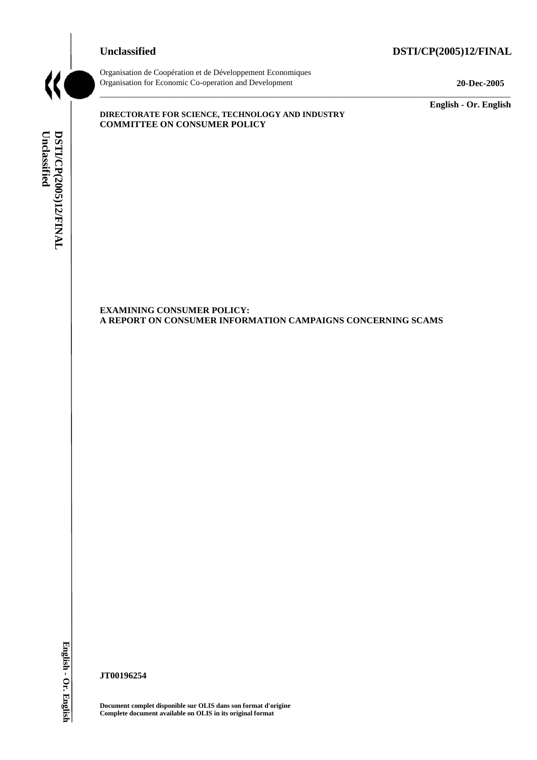**Unclassified** **DSTI/CP(2005)12/FINAL**

Organisation de Coopération et de Développement Economiques
Organisation for Economic Co-operation and Development **20-Dec-2005**

**English - Or. English**

**DIRECTORATE FOR SCIENCE, TECHNOLOGY AND INDUSTRY**
**COMMITTEE ON CONSUMER POLICY**

# EXAMINING CONSUMER POLICY: A REPORT ON CONSUMER INFORMATION CAMPAIGNS CONCERNING SCAMS

**JT00196254**

**Document complet disponible sur OLIS dans son format d'origine**
**Complete document available on OLIS in its original format**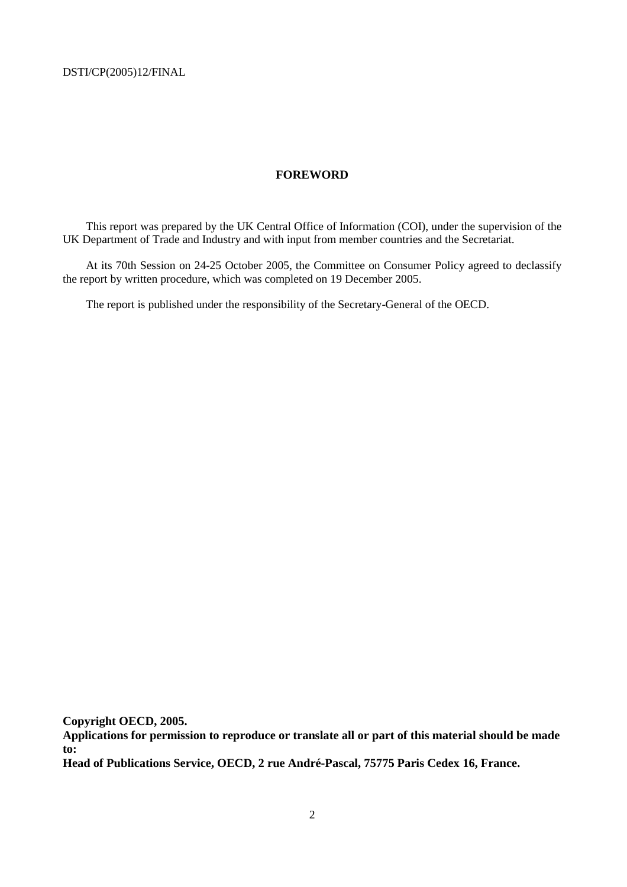## FOREWORD

This report was prepared by the UK Central Office of Information (COI), under the supervision of the UK Department of Trade and Industry and with input from member countries and the Secretariat.

At its 70th Session on 24-25 October 2005, the Committee on Consumer Policy agreed to declassify the report by written procedure, which was completed on 19 December 2005.

The report is published under the responsibility of the Secretary-General of the OECD.

**Copyright OECD, 2005.**
**Applications for permission to reproduce or translate all or part of this material should be made to:**
**Head of Publications Service, OECD, 2 rue André-Pascal, 75775 Paris Cedex 16, France.**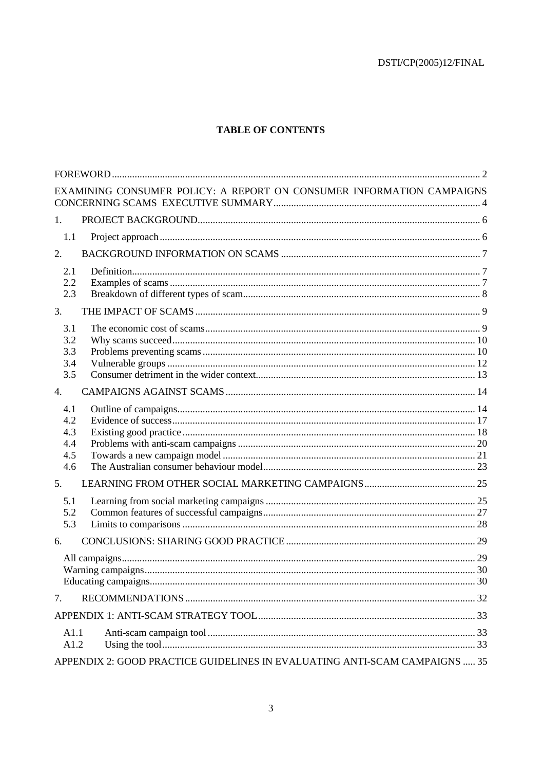## TABLE OF CONTENTS

FOREWORD ........ 2

EXAMINING CONSUMER POLICY: A REPORT ON CONSUMER INFORMATION CAMPAIGNS CONCERNING SCAMS EXECUTIVE SUMMARY ........ 4

1. PROJECT BACKGROUND ........ 6
   - 1.1 Project approach ........ 6
2. BACKGROUND INFORMATION ON SCAMS ........ 7
   - 2.1 Definition ........ 7
   - 2.2 Examples of scams ........ 7
   - 2.3 Breakdown of different types of scam ........ 8
3. THE IMPACT OF SCAMS ........ 9
   - 3.1 The economic cost of scams ........ 9
   - 3.2 Why scams succeed ........ 10
   - 3.3 Problems preventing scams ........ 10
   - 3.4 Vulnerable groups ........ 12
   - 3.5 Consumer detriment in the wider context ........ 13
4. CAMPAIGNS AGAINST SCAMS ........ 14
   - 4.1 Outline of campaigns ........ 14
   - 4.2 Evidence of success ........ 17
   - 4.3 Existing good practice ........ 18
   - 4.4 Problems with anti-scam campaigns ........ 20
   - 4.5 Towards a new campaign model ........ 21
   - 4.6 The Australian consumer behaviour model ........ 23
5. LEARNING FROM OTHER SOCIAL MARKETING CAMPAIGNS ........ 25
   - 5.1 Learning from social marketing campaigns ........ 25
   - 5.2 Common features of successful campaigns ........ 27
   - 5.3 Limits to comparisons ........ 28
6. CONCLUSIONS: SHARING GOOD PRACTICE ........ 29
   - All campaigns ........ 29
   - Warning campaigns ........ 30
   - Educating campaigns ........ 30
7. RECOMMENDATIONS ........ 32

APPENDIX 1: ANTI-SCAM STRATEGY TOOL ........ 33
   - A1.1 Anti-scam campaign tool ........ 33
   - A1.2 Using the tool ........ 33

APPENDIX 2: GOOD PRACTICE GUIDELINES IN EVALUATING ANTI-SCAM CAMPAIGNS ........ 35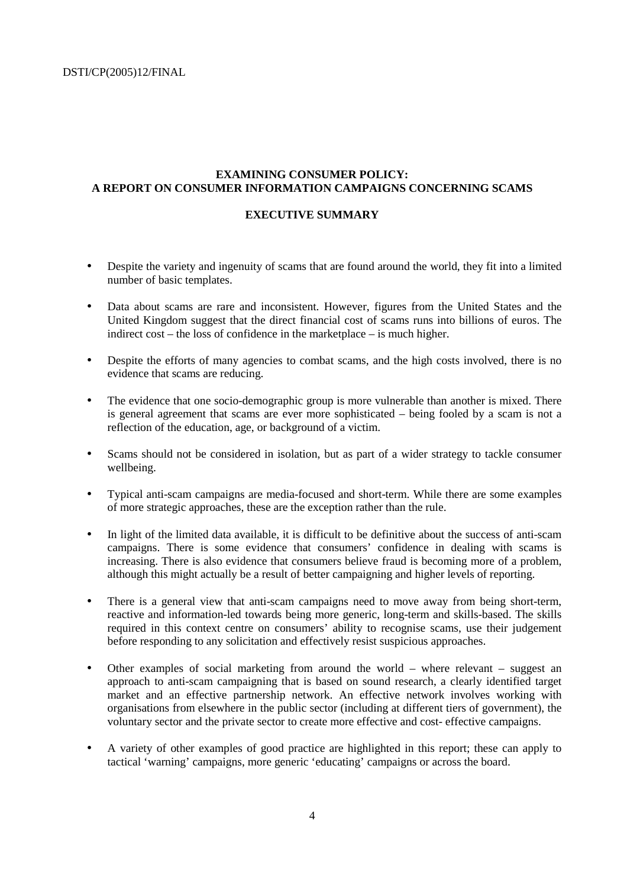## EXAMINING CONSUMER POLICY: A REPORT ON CONSUMER INFORMATION CAMPAIGNS CONCERNING SCAMS

### EXECUTIVE SUMMARY

- Despite the variety and ingenuity of scams that are found around the world, they fit into a limited number of basic templates.
- Data about scams are rare and inconsistent. However, figures from the United States and the United Kingdom suggest that the direct financial cost of scams runs into billions of euros. The indirect cost – the loss of confidence in the marketplace – is much higher.
- Despite the efforts of many agencies to combat scams, and the high costs involved, there is no evidence that scams are reducing.
- The evidence that one socio-demographic group is more vulnerable than another is mixed. There is general agreement that scams are ever more sophisticated – being fooled by a scam is not a reflection of the education, age, or background of a victim.
- Scams should not be considered in isolation, but as part of a wider strategy to tackle consumer wellbeing.
- Typical anti-scam campaigns are media-focused and short-term. While there are some examples of more strategic approaches, these are the exception rather than the rule.
- In light of the limited data available, it is difficult to be definitive about the success of anti-scam campaigns. There is some evidence that consumers' confidence in dealing with scams is increasing. There is also evidence that consumers believe fraud is becoming more of a problem, although this might actually be a result of better campaigning and higher levels of reporting.
- There is a general view that anti-scam campaigns need to move away from being short-term, reactive and information-led towards being more generic, long-term and skills-based. The skills required in this context centre on consumers' ability to recognise scams, use their judgement before responding to any solicitation and effectively resist suspicious approaches.
- Other examples of social marketing from around the world – where relevant – suggest an approach to anti-scam campaigning that is based on sound research, a clearly identified target market and an effective partnership network. An effective network involves working with organisations from elsewhere in the public sector (including at different tiers of government), the voluntary sector and the private sector to create more effective and cost- effective campaigns.
- A variety of other examples of good practice are highlighted in this report; these can apply to tactical 'warning' campaigns, more generic 'educating' campaigns or across the board.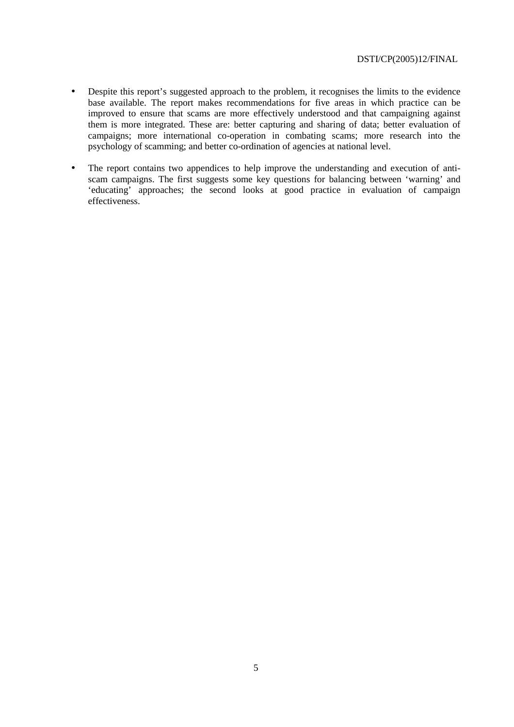- Despite this report's suggested approach to the problem, it recognises the limits to the evidence base available. The report makes recommendations for five areas in which practice can be improved to ensure that scams are more effectively understood and that campaigning against them is more integrated. These are: better capturing and sharing of data; better evaluation of campaigns; more international co-operation in combating scams; more research into the psychology of scamming; and better co-ordination of agencies at national level.

- The report contains two appendices to help improve the understanding and execution of anti-scam campaigns. The first suggests some key questions for balancing between 'warning' and 'educating' approaches; the second looks at good practice in evaluation of campaign effectiveness.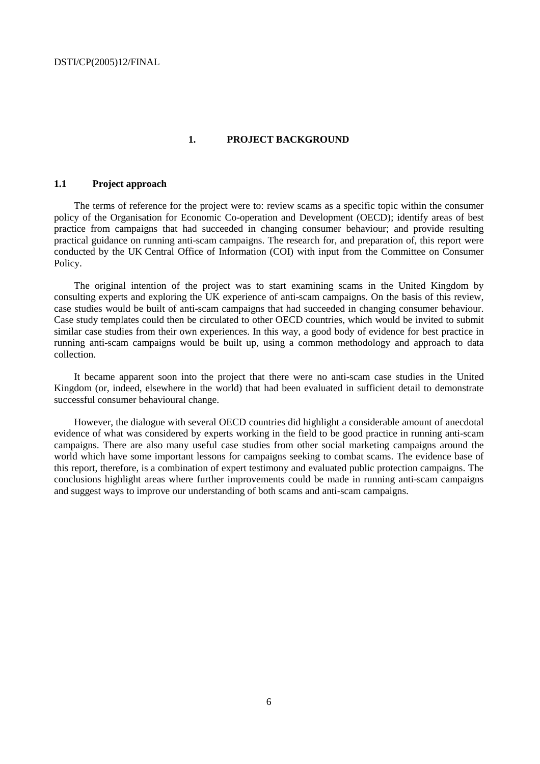# 1. PROJECT BACKGROUND

## 1.1 Project approach

The terms of reference for the project were to: review scams as a specific topic within the consumer policy of the Organisation for Economic Co-operation and Development (OECD); identify areas of best practice from campaigns that had succeeded in changing consumer behaviour; and provide resulting practical guidance on running anti-scam campaigns. The research for, and preparation of, this report were conducted by the UK Central Office of Information (COI) with input from the Committee on Consumer Policy.

The original intention of the project was to start examining scams in the United Kingdom by consulting experts and exploring the UK experience of anti-scam campaigns. On the basis of this review, case studies would be built of anti-scam campaigns that had succeeded in changing consumer behaviour. Case study templates could then be circulated to other OECD countries, which would be invited to submit similar case studies from their own experiences. In this way, a good body of evidence for best practice in running anti-scam campaigns would be built up, using a common methodology and approach to data collection.

It became apparent soon into the project that there were no anti-scam case studies in the United Kingdom (or, indeed, elsewhere in the world) that had been evaluated in sufficient detail to demonstrate successful consumer behavioural change.

However, the dialogue with several OECD countries did highlight a considerable amount of anecdotal evidence of what was considered by experts working in the field to be good practice in running anti-scam campaigns. There are also many useful case studies from other social marketing campaigns around the world which have some important lessons for campaigns seeking to combat scams. The evidence base of this report, therefore, is a combination of expert testimony and evaluated public protection campaigns. The conclusions highlight areas where further improvements could be made in running anti-scam campaigns and suggest ways to improve our understanding of both scams and anti-scam campaigns.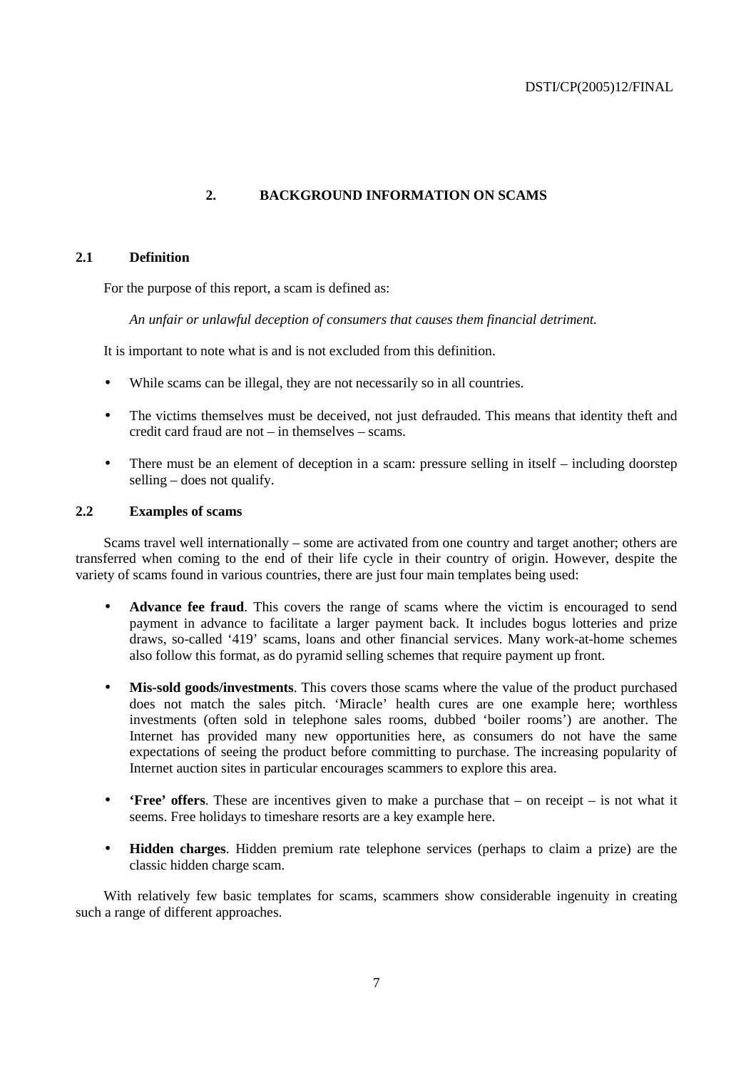## 2. BACKGROUND INFORMATION ON SCAMS

### 2.1 Definition

For the purpose of this report, a scam is defined as:

*An unfair or unlawful deception of consumers that causes them financial detriment.*

It is important to note what is and is not excluded from this definition.

- While scams can be illegal, they are not necessarily so in all countries.
- The victims themselves must be deceived, not just defrauded. This means that identity theft and credit card fraud are not – in themselves – scams.
- There must be an element of deception in a scam: pressure selling in itself – including doorstep selling – does not qualify.

### 2.2 Examples of scams

Scams travel well internationally – some are activated from one country and target another; others are transferred when coming to the end of their life cycle in their country of origin. However, despite the variety of scams found in various countries, there are just four main templates being used:

- **Advance fee fraud**. This covers the range of scams where the victim is encouraged to send payment in advance to facilitate a larger payment back. It includes bogus lotteries and prize draws, so-called '419' scams, loans and other financial services. Many work-at-home schemes also follow this format, as do pyramid selling schemes that require payment up front.
- **Mis-sold goods/investments**. This covers those scams where the value of the product purchased does not match the sales pitch. 'Miracle' health cures are one example here; worthless investments (often sold in telephone sales rooms, dubbed 'boiler rooms') are another. The Internet has provided many new opportunities here, as consumers do not have the same expectations of seeing the product before committing to purchase. The increasing popularity of Internet auction sites in particular encourages scammers to explore this area.
- **'Free' offers**. These are incentives given to make a purchase that – on receipt – is not what it seems. Free holidays to timeshare resorts are a key example here.
- **Hidden charges**. Hidden premium rate telephone services (perhaps to claim a prize) are the classic hidden charge scam.

With relatively few basic templates for scams, scammers show considerable ingenuity in creating such a range of different approaches.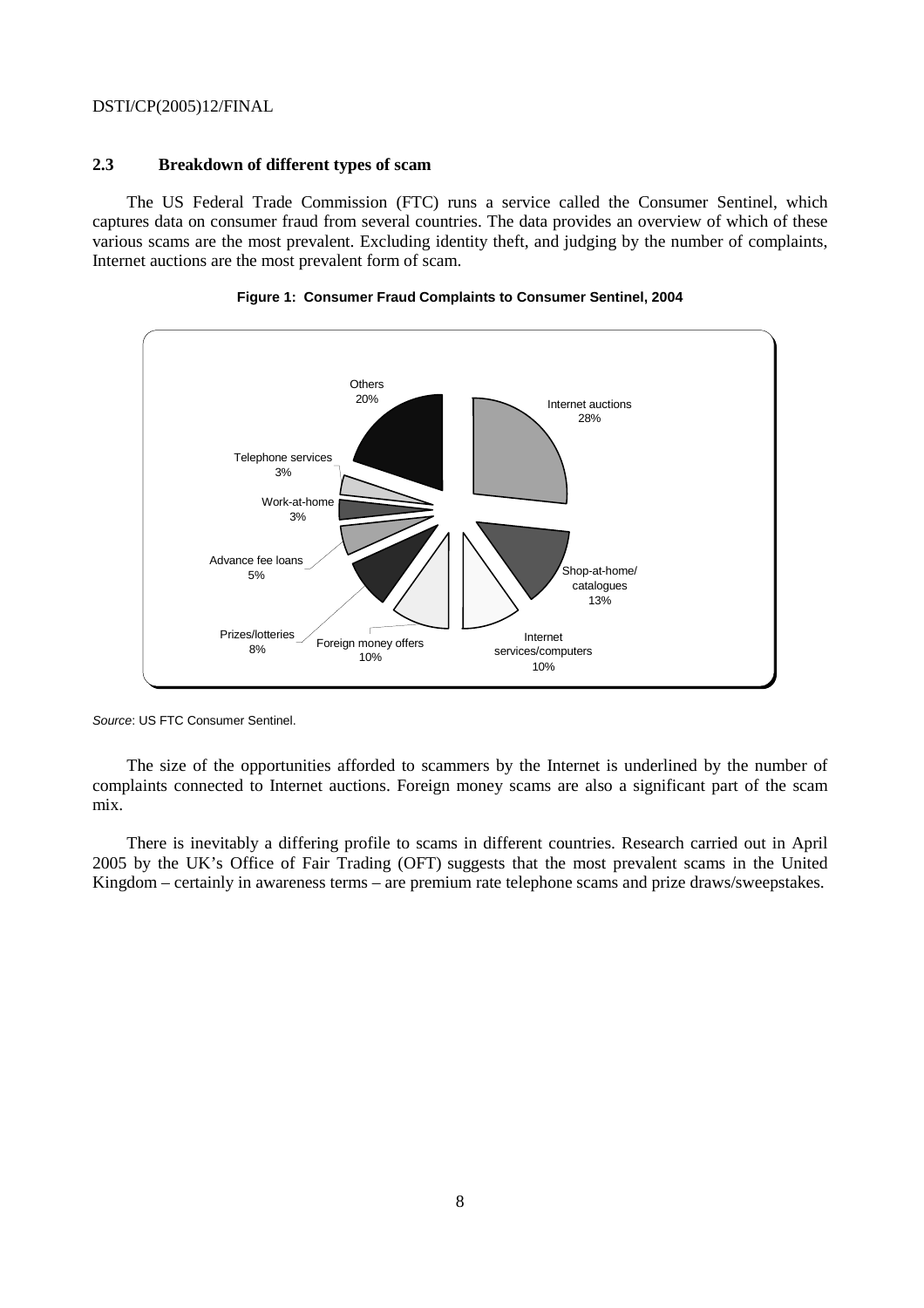## 2.3 Breakdown of different types of scam

The US Federal Trade Commission (FTC) runs a service called the Consumer Sentinel, which captures data on consumer fraud from several countries. The data provides an overview of which of these various scams are the most prevalent. Excluding identity theft, and judging by the number of complaints, Internet auctions are the most prevalent form of scam.

**Figure 1: Consumer Fraud Complaints to Consumer Sentinel, 2004**

| Category | Share |
|---|---|
| Internet auctions | 28% |
| Shop-at-home/catalogues | 13% |
| Internet services/computers | 10% |
| Foreign money offers | 10% |
| Prizes/lotteries | 8% |
| Advance fee loans | 5% |
| Work-at-home | 3% |
| Telephone services | 3% |
| Others | 20% |

*Source*: US FTC Consumer Sentinel.

The size of the opportunities afforded to scammers by the Internet is underlined by the number of complaints connected to Internet auctions. Foreign money scams are also a significant part of the scam mix.

There is inevitably a differing profile to scams in different countries. Research carried out in April 2005 by the UK's Office of Fair Trading (OFT) suggests that the most prevalent scams in the United Kingdom – certainly in awareness terms – are premium rate telephone scams and prize draws/sweepstakes.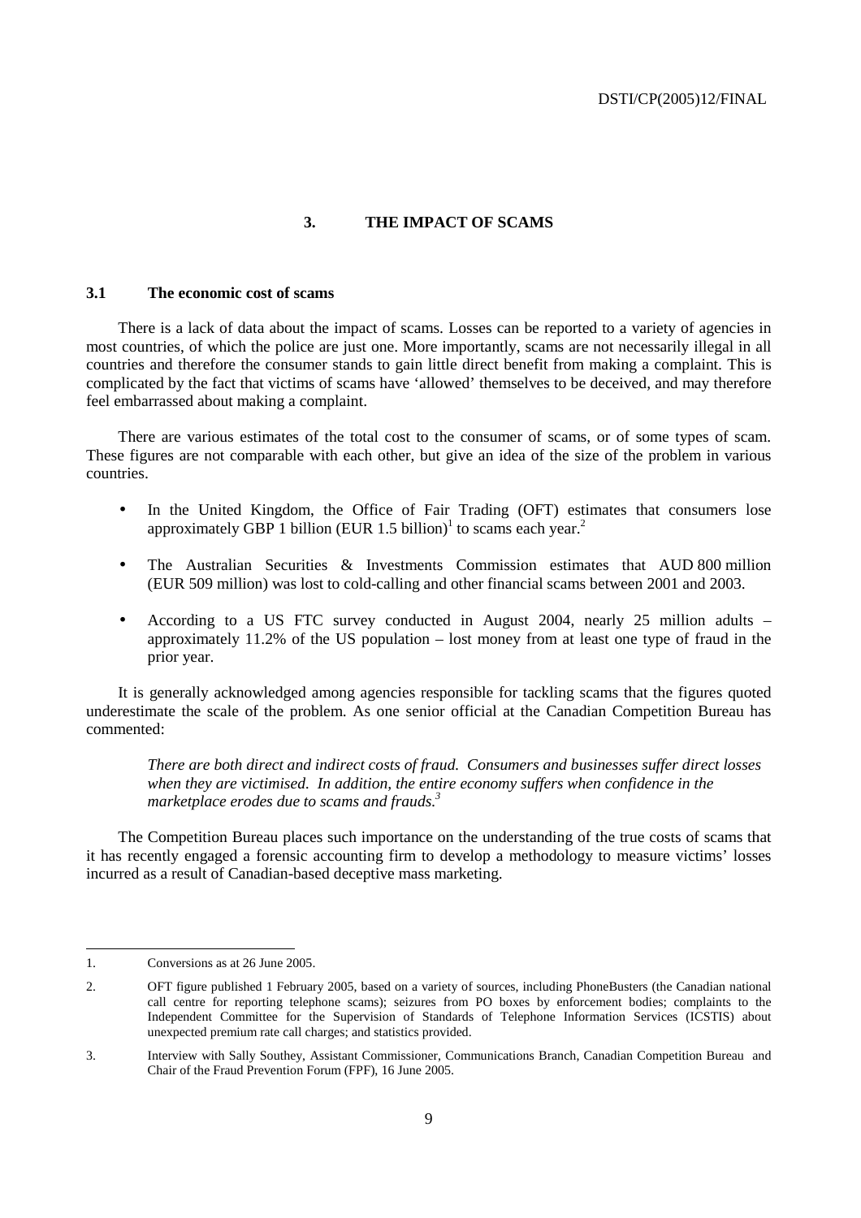## 3. THE IMPACT OF SCAMS

### 3.1 The economic cost of scams

There is a lack of data about the impact of scams. Losses can be reported to a variety of agencies in most countries, of which the police are just one. More importantly, scams are not necessarily illegal in all countries and therefore the consumer stands to gain little direct benefit from making a complaint. This is complicated by the fact that victims of scams have 'allowed' themselves to be deceived, and may therefore feel embarrassed about making a complaint.

There are various estimates of the total cost to the consumer of scams, or of some types of scam. These figures are not comparable with each other, but give an idea of the size of the problem in various countries.

- In the United Kingdom, the Office of Fair Trading (OFT) estimates that consumers lose approximately GBP 1 billion (EUR 1.5 billion)[1] to scams each year.[2]
- The Australian Securities & Investments Commission estimates that AUD 800 million (EUR 509 million) was lost to cold-calling and other financial scams between 2001 and 2003.
- According to a US FTC survey conducted in August 2004, nearly 25 million adults – approximately 11.2% of the US population – lost money from at least one type of fraud in the prior year.

It is generally acknowledged among agencies responsible for tackling scams that the figures quoted underestimate the scale of the problem. As one senior official at the Canadian Competition Bureau has commented:

> *There are both direct and indirect costs of fraud. Consumers and businesses suffer direct losses when they are victimised. In addition, the entire economy suffers when confidence in the marketplace erodes due to scams and frauds.*[3]

The Competition Bureau places such importance on the understanding of the true costs of scams that it has recently engaged a forensic accounting firm to develop a methodology to measure victims' losses incurred as a result of Canadian-based deceptive mass marketing.

---

1. Conversions as at 26 June 2005.
2. OFT figure published 1 February 2005, based on a variety of sources, including PhoneBusters (the Canadian national call centre for reporting telephone scams); seizures from PO boxes by enforcement bodies; complaints to the Independent Committee for the Supervision of Standards of Telephone Information Services (ICSTIS) about unexpected premium rate call charges; and statistics provided.
3. Interview with Sally Southey, Assistant Commissioner, Communications Branch, Canadian Competition Bureau and Chair of the Fraud Prevention Forum (FPF), 16 June 2005.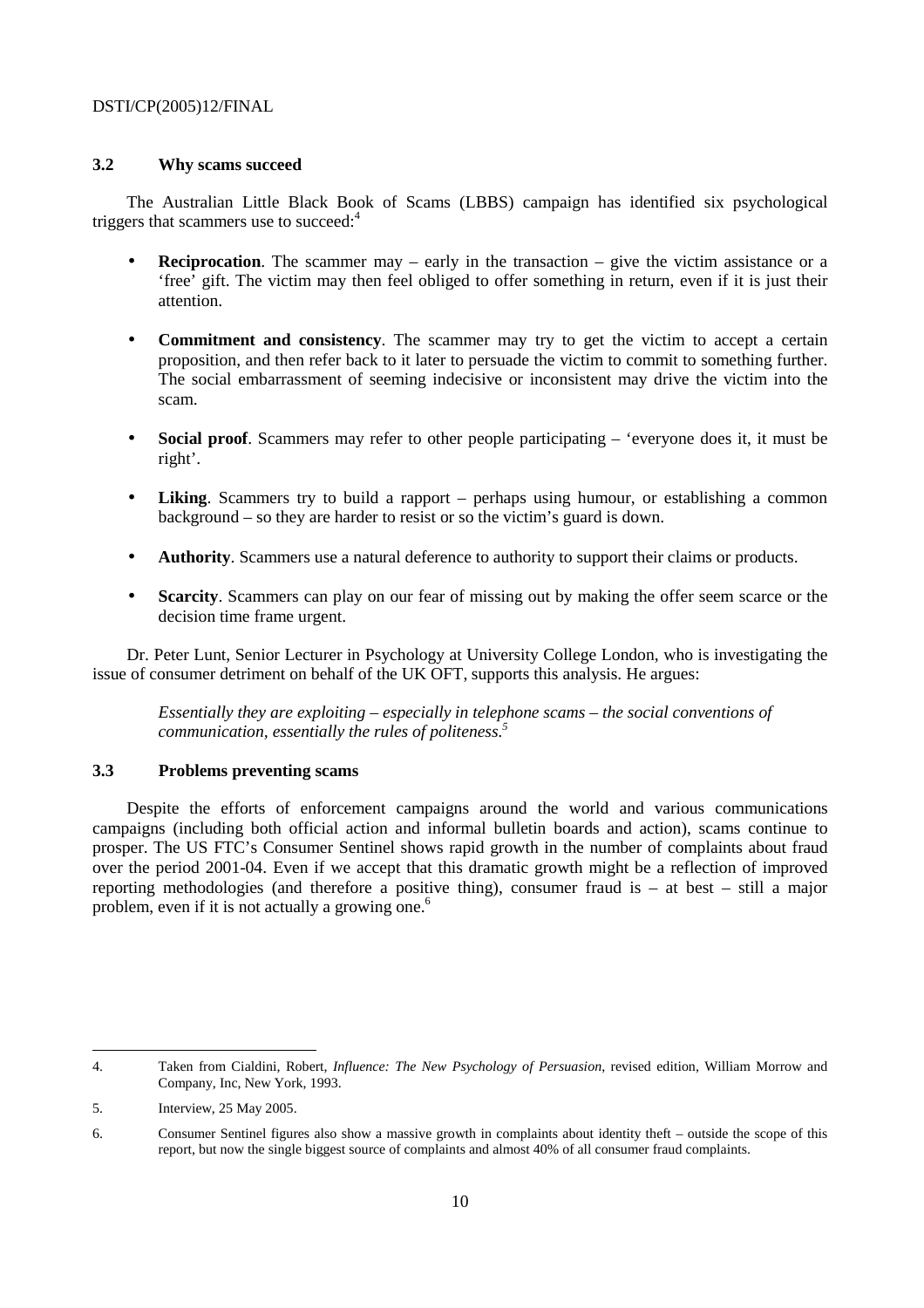### 3.2 Why scams succeed

The Australian Little Black Book of Scams (LBBS) campaign has identified six psychological triggers that scammers use to succeed:[4]

- **Reciprocation**. The scammer may – early in the transaction – give the victim assistance or a 'free' gift. The victim may then feel obliged to offer something in return, even if it is just their attention.
- **Commitment and consistency**. The scammer may try to get the victim to accept a certain proposition, and then refer back to it later to persuade the victim to commit to something further. The social embarrassment of seeming indecisive or inconsistent may drive the victim into the scam.
- **Social proof**. Scammers may refer to other people participating – 'everyone does it, it must be right'.
- **Liking**. Scammers try to build a rapport – perhaps using humour, or establishing a common background – so they are harder to resist or so the victim's guard is down.
- **Authority**. Scammers use a natural deference to authority to support their claims or products.
- **Scarcity**. Scammers can play on our fear of missing out by making the offer seem scarce or the decision time frame urgent.

Dr. Peter Lunt, Senior Lecturer in Psychology at University College London, who is investigating the issue of consumer detriment on behalf of the UK OFT, supports this analysis. He argues:

> *Essentially they are exploiting – especially in telephone scams – the social conventions of communication, essentially the rules of politeness.*[5]

### 3.3 Problems preventing scams

Despite the efforts of enforcement campaigns around the world and various communications campaigns (including both official action and informal bulletin boards and action), scams continue to prosper. The US FTC's Consumer Sentinel shows rapid growth in the number of complaints about fraud over the period 2001-04. Even if we accept that this dramatic growth might be a reflection of improved reporting methodologies (and therefore a positive thing), consumer fraud is – at best – still a major problem, even if it is not actually a growing one.[6]

---

4. Taken from Cialdini, Robert, *Influence: The New Psychology of Persuasion*, revised edition, William Morrow and Company, Inc, New York, 1993.

5. Interview, 25 May 2005.

6. Consumer Sentinel figures also show a massive growth in complaints about identity theft – outside the scope of this report, but now the single biggest source of complaints and almost 40% of all consumer fraud complaints.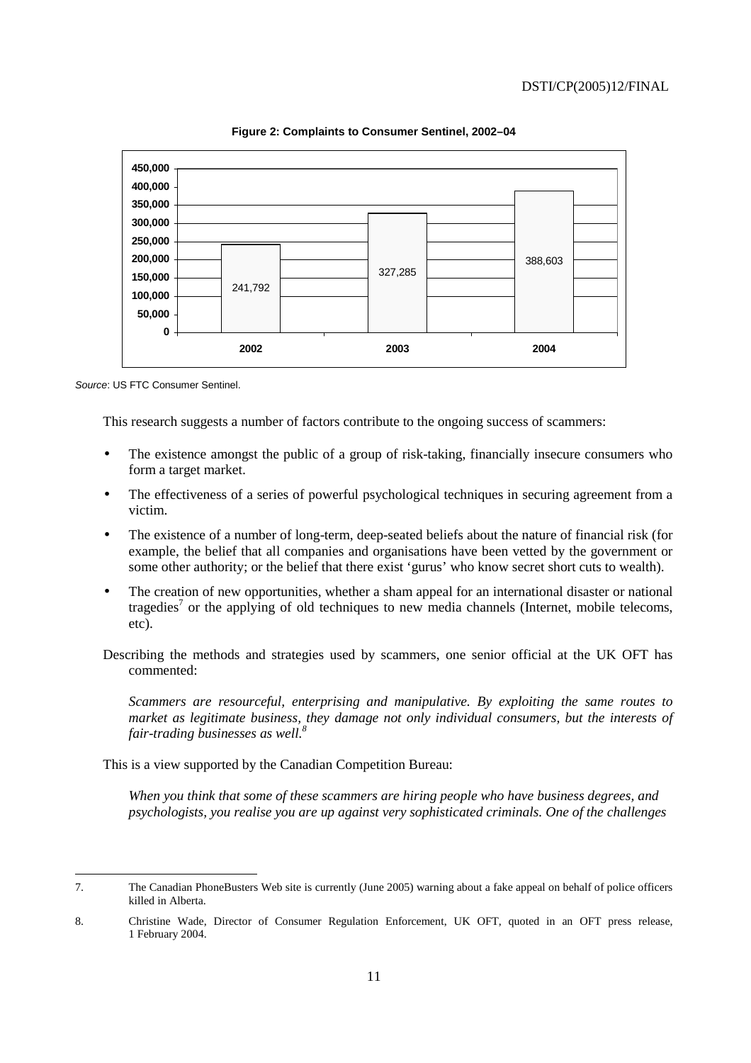**Figure 2: Complaints to Consumer Sentinel, 2002–04**

| Year | Complaints |
|---|---|
| 2002 | 241,792 |
| 2003 | 327,285 |
| 2004 | 388,603 |

*Source*: US FTC Consumer Sentinel.

This research suggests a number of factors contribute to the ongoing success of scammers:

- The existence amongst the public of a group of risk-taking, financially insecure consumers who form a target market.
- The effectiveness of a series of powerful psychological techniques in securing agreement from a victim.
- The existence of a number of long-term, deep-seated beliefs about the nature of financial risk (for example, the belief that all companies and organisations have been vetted by the government or some other authority; or the belief that there exist 'gurus' who know secret short cuts to wealth).
- The creation of new opportunities, whether a sham appeal for an international disaster or national tragedies[7] or the applying of old techniques to new media channels (Internet, mobile telecoms, etc).

Describing the methods and strategies used by scammers, one senior official at the UK OFT has commented:

> *Scammers are resourceful, enterprising and manipulative. By exploiting the same routes to market as legitimate business, they damage not only individual consumers, but the interests of fair-trading businesses as well.*[8]

This is a view supported by the Canadian Competition Bureau:

> *When you think that some of these scammers are hiring people who have business degrees, and psychologists, you realise you are up against very sophisticated criminals. One of the challenges*

7. The Canadian PhoneBusters Web site is currently (June 2005) warning about a fake appeal on behalf of police officers killed in Alberta.

8. Christine Wade, Director of Consumer Regulation Enforcement, UK OFT, quoted in an OFT press release, 1 February 2004.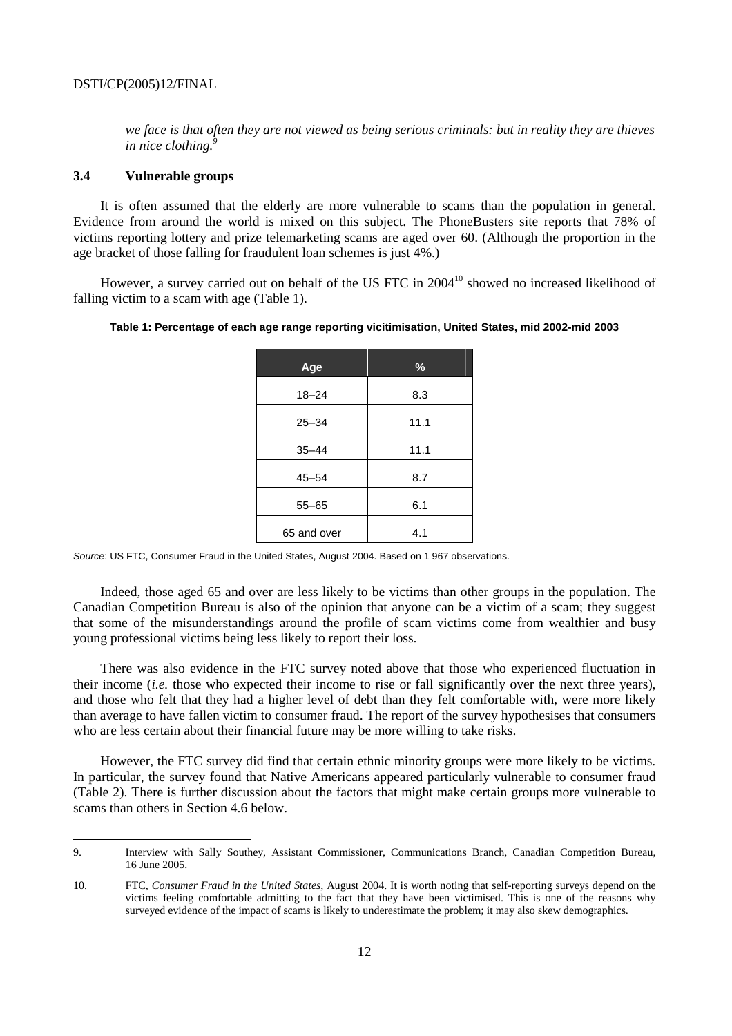*we face is that often they are not viewed as being serious criminals: but in reality they are thieves in nice clothing.*[9]

### 3.4 Vulnerable groups

It is often assumed that the elderly are more vulnerable to scams than the population in general. Evidence from around the world is mixed on this subject. The PhoneBusters site reports that 78% of victims reporting lottery and prize telemarketing scams are aged over 60. (Although the proportion in the age bracket of those falling for fraudulent loan schemes is just 4%.)

However, a survey carried out on behalf of the US FTC in 2004[10] showed no increased likelihood of falling victim to a scam with age (Table 1).

**Table 1: Percentage of each age range reporting vicitimisation, United States, mid 2002-mid 2003**

| Age | % |
|---|---|
| 18–24 | 8.3 |
| 25–34 | 11.1 |
| 35–44 | 11.1 |
| 45–54 | 8.7 |
| 55–65 | 6.1 |
| 65 and over | 4.1 |

*Source*: US FTC, Consumer Fraud in the United States, August 2004. Based on 1 967 observations.

Indeed, those aged 65 and over are less likely to be victims than other groups in the population. The Canadian Competition Bureau is also of the opinion that anyone can be a victim of a scam; they suggest that some of the misunderstandings around the profile of scam victims come from wealthier and busy young professional victims being less likely to report their loss.

There was also evidence in the FTC survey noted above that those who experienced fluctuation in their income (*i.e.* those who expected their income to rise or fall significantly over the next three years), and those who felt that they had a higher level of debt than they felt comfortable with, were more likely than average to have fallen victim to consumer fraud. The report of the survey hypothesises that consumers who are less certain about their financial future may be more willing to take risks.

However, the FTC survey did find that certain ethnic minority groups were more likely to be victims. In particular, the survey found that Native Americans appeared particularly vulnerable to consumer fraud (Table 2). There is further discussion about the factors that might make certain groups more vulnerable to scams than others in Section 4.6 below.

---

9. Interview with Sally Southey, Assistant Commissioner, Communications Branch, Canadian Competition Bureau, 16 June 2005.

10. FTC, *Consumer Fraud in the United States*, August 2004. It is worth noting that self-reporting surveys depend on the victims feeling comfortable admitting to the fact that they have been victimised. This is one of the reasons why surveyed evidence of the impact of scams is likely to underestimate the problem; it may also skew demographics.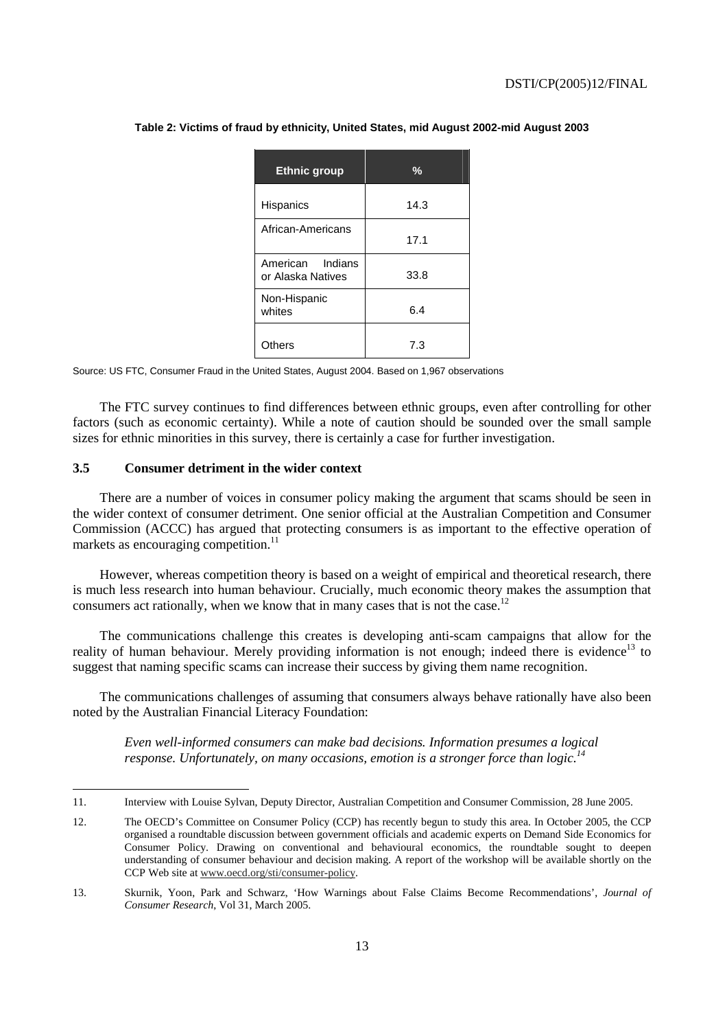**Table 2: Victims of fraud by ethnicity, United States, mid August 2002-mid August 2003**

| Ethnic group | % |
|---|---|
| Hispanics | 14.3 |
| African-Americans | 17.1 |
| American Indians or Alaska Natives | 33.8 |
| Non-Hispanic whites | 6.4 |
| Others | 7.3 |

Source: US FTC, Consumer Fraud in the United States, August 2004. Based on 1,967 observations

The FTC survey continues to find differences between ethnic groups, even after controlling for other factors (such as economic certainty). While a note of caution should be sounded over the small sample sizes for ethnic minorities in this survey, there is certainly a case for further investigation.

### 3.5 Consumer detriment in the wider context

There are a number of voices in consumer policy making the argument that scams should be seen in the wider context of consumer detriment. One senior official at the Australian Competition and Consumer Commission (ACCC) has argued that protecting consumers is as important to the effective operation of markets as encouraging competition.[11]

However, whereas competition theory is based on a weight of empirical and theoretical research, there is much less research into human behaviour. Crucially, much economic theory makes the assumption that consumers act rationally, when we know that in many cases that is not the case.[12]

The communications challenge this creates is developing anti-scam campaigns that allow for the reality of human behaviour. Merely providing information is not enough; indeed there is evidence[13] to suggest that naming specific scams can increase their success by giving them name recognition.

The communications challenges of assuming that consumers always behave rationally have also been noted by the Australian Financial Literacy Foundation:

> *Even well-informed consumers can make bad decisions. Information presumes a logical response. Unfortunately, on many occasions, emotion is a stronger force than logic.*[14]

---

11. Interview with Louise Sylvan, Deputy Director, Australian Competition and Consumer Commission, 28 June 2005.

12. The OECD's Committee on Consumer Policy (CCP) has recently begun to study this area. In October 2005, the CCP organised a roundtable discussion between government officials and academic experts on Demand Side Economics for Consumer Policy. Drawing on conventional and behavioural economics, the roundtable sought to deepen understanding of consumer behaviour and decision making. A report of the workshop will be available shortly on the CCP Web site at www.oecd.org/sti/consumer-policy.

13. Skurnik, Yoon, Park and Schwarz, 'How Warnings about False Claims Become Recommendations', *Journal of Consumer Research*, Vol 31, March 2005.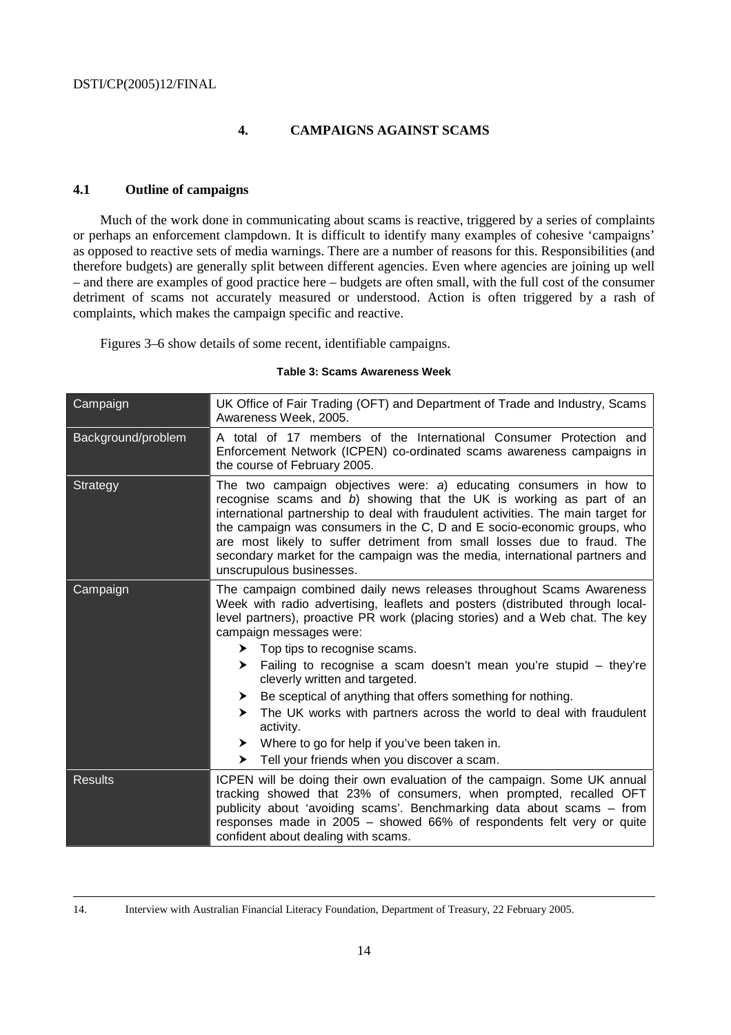## 4. CAMPAIGNS AGAINST SCAMS

### 4.1 Outline of campaigns

Much of the work done in communicating about scams is reactive, triggered by a series of complaints or perhaps an enforcement clampdown. It is difficult to identify many examples of cohesive 'campaigns' as opposed to reactive sets of media warnings. There are a number of reasons for this. Responsibilities (and therefore budgets) are generally split between different agencies. Even where agencies are joining up well – and there are examples of good practice here – budgets are often small, with the full cost of the consumer detriment of scams not accurately measured or understood. Action is often triggered by a rash of complaints, which makes the campaign specific and reactive.

Figures 3–6 show details of some recent, identifiable campaigns.

**Table 3: Scams Awareness Week**

| Campaign | UK Office of Fair Trading (OFT) and Department of Trade and Industry, Scams Awareness Week, 2005. |
|---|---|
| Background/problem | A total of 17 members of the International Consumer Protection and Enforcement Network (ICPEN) co-ordinated scams awareness campaigns in the course of February 2005. |
| Strategy | The two campaign objectives were: *a*) educating consumers in how to recognise scams and *b*) showing that the UK is working as part of an international partnership to deal with fraudulent activities. The main target for the campaign was consumers in the C, D and E socio-economic groups, who are most likely to suffer detriment from small losses due to fraud. The secondary market for the campaign was the media, international partners and unscrupulous businesses. |
| Campaign | The campaign combined daily news releases throughout Scams Awareness Week with radio advertising, leaflets and posters (distributed through local-level partners), proactive PR work (placing stories) and a Web chat. The key campaign messages were: <br>➤ Top tips to recognise scams. <br>➤ Failing to recognise a scam doesn't mean you're stupid – they're cleverly written and targeted. <br>➤ Be sceptical of anything that offers something for nothing. <br>➤ The UK works with partners across the world to deal with fraudulent activity. <br>➤ Where to go for help if you've been taken in. <br>➤ Tell your friends when you discover a scam. |
| Results | ICPEN will be doing their own evaluation of the campaign. Some UK annual tracking showed that 23% of consumers, when prompted, recalled OFT publicity about 'avoiding scams'. Benchmarking data about scams – from responses made in 2005 – showed 66% of respondents felt very or quite confident about dealing with scams. |

14. Interview with Australian Financial Literacy Foundation, Department of Treasury, 22 February 2005.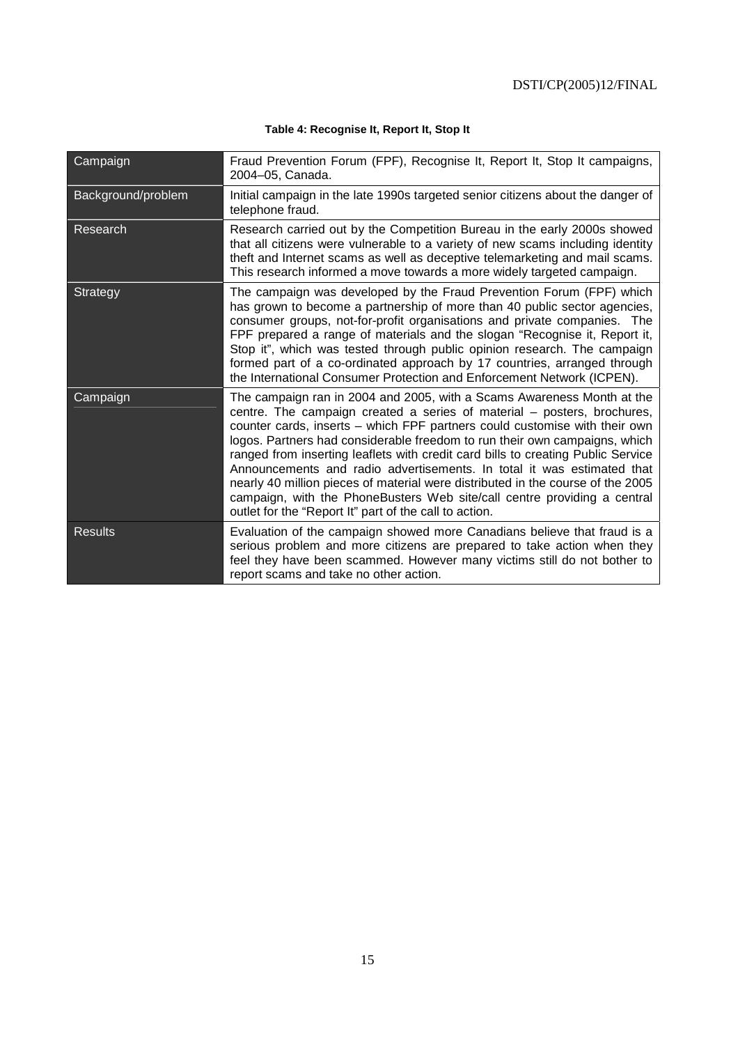**Table 4: Recognise It, Report It, Stop It**

| Campaign | Fraud Prevention Forum (FPF), Recognise It, Report It, Stop It campaigns, 2004–05, Canada. |
|---|---|
| Background/problem | Initial campaign in the late 1990s targeted senior citizens about the danger of telephone fraud. |
| Research | Research carried out by the Competition Bureau in the early 2000s showed that all citizens were vulnerable to a variety of new scams including identity theft and Internet scams as well as deceptive telemarketing and mail scams. This research informed a move towards a more widely targeted campaign. |
| Strategy | The campaign was developed by the Fraud Prevention Forum (FPF) which has grown to become a partnership of more than 40 public sector agencies, consumer groups, not-for-profit organisations and private companies. The FPF prepared a range of materials and the slogan "Recognise it, Report it, Stop it", which was tested through public opinion research. The campaign formed part of a co-ordinated approach by 17 countries, arranged through the International Consumer Protection and Enforcement Network (ICPEN). |
| Campaign | The campaign ran in 2004 and 2005, with a Scams Awareness Month at the centre. The campaign created a series of material – posters, brochures, counter cards, inserts – which FPF partners could customise with their own logos. Partners had considerable freedom to run their own campaigns, which ranged from inserting leaflets with credit card bills to creating Public Service Announcements and radio advertisements. In total it was estimated that nearly 40 million pieces of material were distributed in the course of the 2005 campaign, with the PhoneBusters Web site/call centre providing a central outlet for the "Report It" part of the call to action. |
| Results | Evaluation of the campaign showed more Canadians believe that fraud is a serious problem and more citizens are prepared to take action when they feel they have been scammed. However many victims still do not bother to report scams and take no other action. |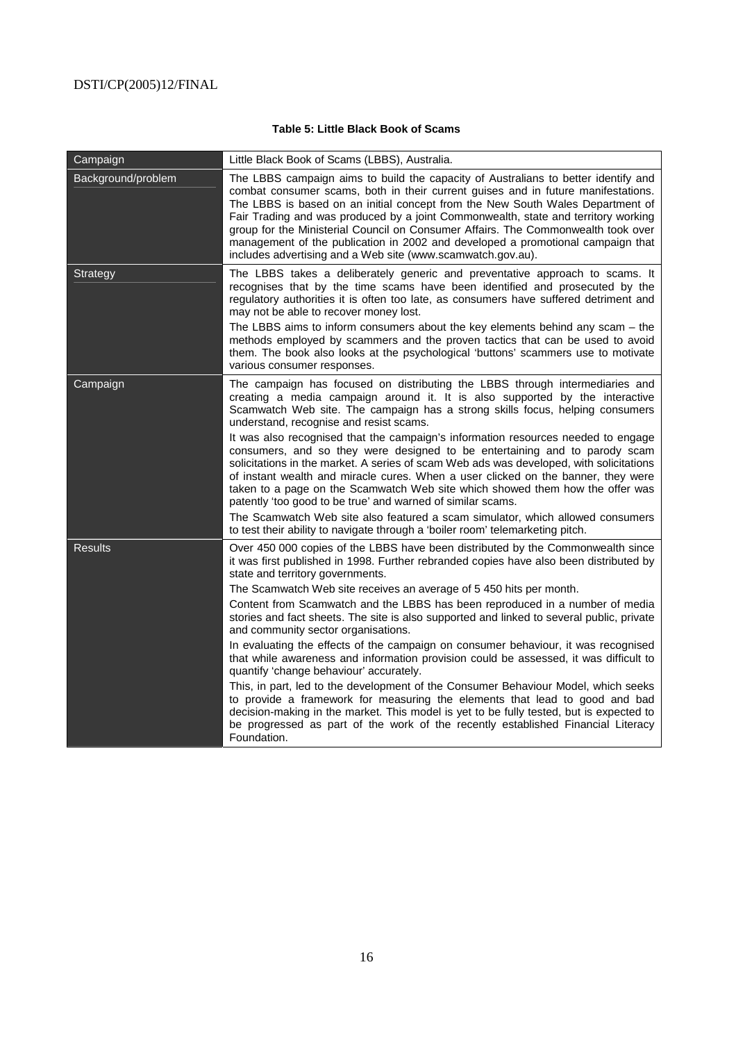**Table 5: Little Black Book of Scams**

| Campaign | Little Black Book of Scams (LBBS), Australia. |
|---|---|
| Background/problem | The LBBS campaign aims to build the capacity of Australians to better identify and combat consumer scams, both in their current guises and in future manifestations. The LBBS is based on an initial concept from the New South Wales Department of Fair Trading and was produced by a joint Commonwealth, state and territory working group for the Ministerial Council on Consumer Affairs. The Commonwealth took over management of the publication in 2002 and developed a promotional campaign that includes advertising and a Web site (www.scamwatch.gov.au). |
| Strategy | The LBBS takes a deliberately generic and preventative approach to scams. It recognises that by the time scams have been identified and prosecuted by the regulatory authorities it is often too late, as consumers have suffered detriment and may not be able to recover money lost.<br><br>The LBBS aims to inform consumers about the key elements behind any scam – the methods employed by scammers and the proven tactics that can be used to avoid them. The book also looks at the psychological 'buttons' scammers use to motivate various consumer responses. |
| Campaign | The campaign has focused on distributing the LBBS through intermediaries and creating a media campaign around it. It is also supported by the interactive Scamwatch Web site. The campaign has a strong skills focus, helping consumers understand, recognise and resist scams.<br><br>It was also recognised that the campaign's information resources needed to engage consumers, and so they were designed to be entertaining and to parody scam solicitations in the market. A series of scam Web ads was developed, with solicitations of instant wealth and miracle cures. When a user clicked on the banner, they were taken to a page on the Scamwatch Web site which showed them how the offer was patently 'too good to be true' and warned of similar scams.<br><br>The Scamwatch Web site also featured a scam simulator, which allowed consumers to test their ability to navigate through a 'boiler room' telemarketing pitch. |
| Results | Over 450 000 copies of the LBBS have been distributed by the Commonwealth since it was first published in 1998. Further rebranded copies have also been distributed by state and territory governments.<br><br>The Scamwatch Web site receives an average of 5 450 hits per month.<br><br>Content from Scamwatch and the LBBS has been reproduced in a number of media stories and fact sheets. The site is also supported and linked to several public, private and community sector organisations.<br><br>In evaluating the effects of the campaign on consumer behaviour, it was recognised that while awareness and information provision could be assessed, it was difficult to quantify 'change behaviour' accurately.<br><br>This, in part, led to the development of the Consumer Behaviour Model, which seeks to provide a framework for measuring the elements that lead to good and bad decision-making in the market. This model is yet to be fully tested, but is expected to be progressed as part of the work of the recently established Financial Literacy Foundation. |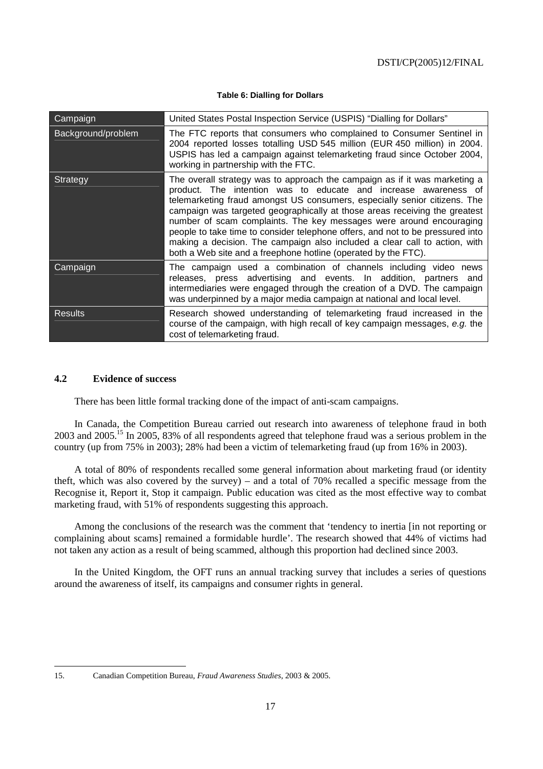**Table 6: Dialling for Dollars**

| Campaign | United States Postal Inspection Service (USPIS) "Dialling for Dollars" |
|---|---|
| Background/problem | The FTC reports that consumers who complained to Consumer Sentinel in 2004 reported losses totalling USD 545 million (EUR 450 million) in 2004. USPIS has led a campaign against telemarketing fraud since October 2004, working in partnership with the FTC. |
| Strategy | The overall strategy was to approach the campaign as if it was marketing a product. The intention was to educate and increase awareness of telemarketing fraud amongst US consumers, especially senior citizens. The campaign was targeted geographically at those areas receiving the greatest number of scam complaints. The key messages were around encouraging people to take time to consider telephone offers, and not to be pressured into making a decision. The campaign also included a clear call to action, with both a Web site and a freephone hotline (operated by the FTC). |
| Campaign | The campaign used a combination of channels including video news releases, press advertising and events. In addition, partners and intermediaries were engaged through the creation of a DVD. The campaign was underpinned by a major media campaign at national and local level. |
| Results | Research showed understanding of telemarketing fraud increased in the course of the campaign, with high recall of key campaign messages, *e.g.* the cost of telemarketing fraud. |

### 4.2 Evidence of success

There has been little formal tracking done of the impact of anti-scam campaigns.

In Canada, the Competition Bureau carried out research into awareness of telephone fraud in both 2003 and 2005.[15] In 2005, 83% of all respondents agreed that telephone fraud was a serious problem in the country (up from 75% in 2003); 28% had been a victim of telemarketing fraud (up from 16% in 2003).

A total of 80% of respondents recalled some general information about marketing fraud (or identity theft, which was also covered by the survey) – and a total of 70% recalled a specific message from the Recognise it, Report it, Stop it campaign. Public education was cited as the most effective way to combat marketing fraud, with 51% of respondents suggesting this approach.

Among the conclusions of the research was the comment that 'tendency to inertia [in not reporting or complaining about scams] remained a formidable hurdle'. The research showed that 44% of victims had not taken any action as a result of being scammed, although this proportion had declined since 2003.

In the United Kingdom, the OFT runs an annual tracking survey that includes a series of questions around the awareness of itself, its campaigns and consumer rights in general.

15. Canadian Competition Bureau, *Fraud Awareness Studies*, 2003 & 2005.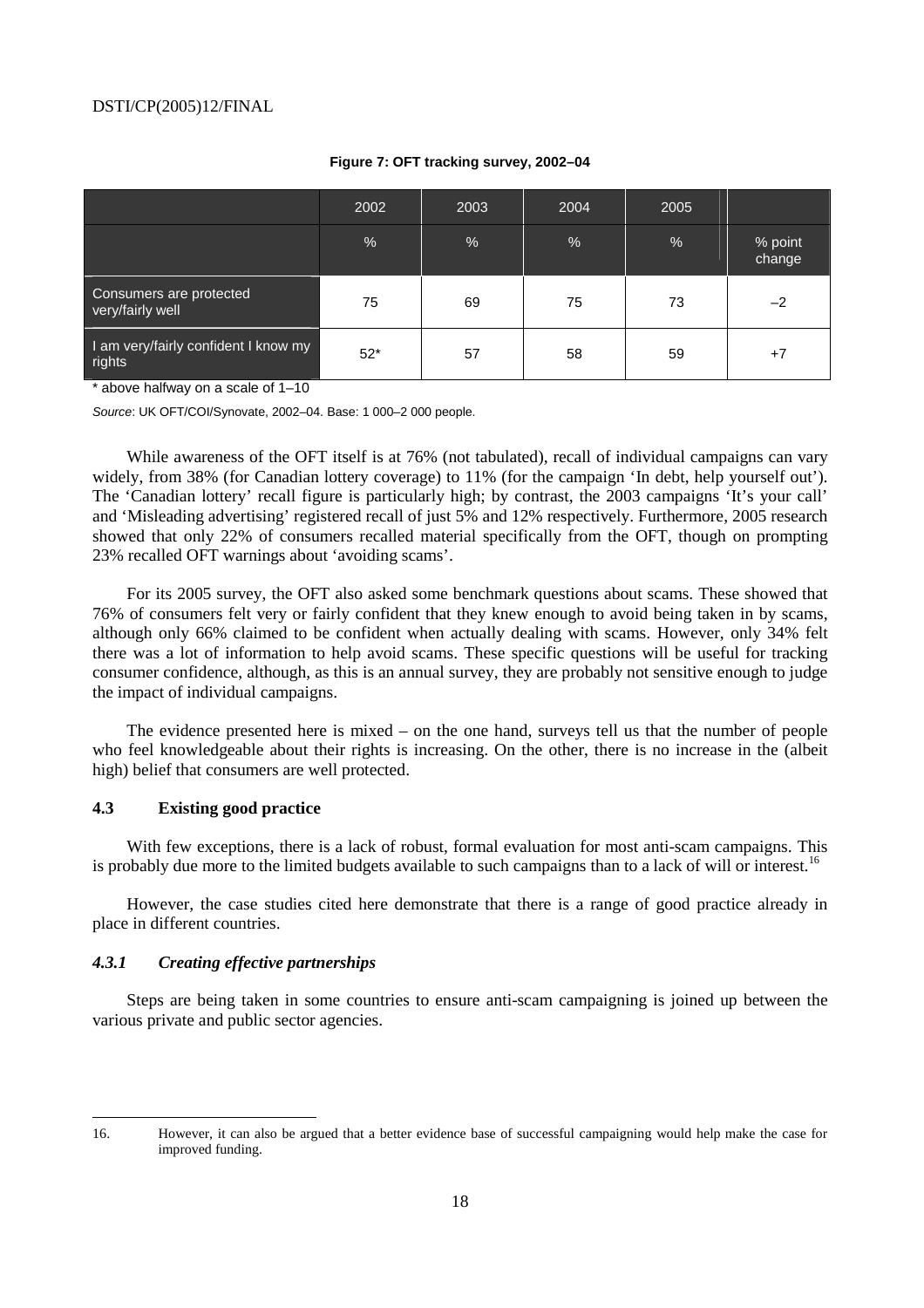**Figure 7: OFT tracking survey, 2002–04**

| | 2002 | 2003 | 2004 | 2005 | |
|---|---|---|---|---|---|
| | % | % | % | % | % point change |
| Consumers are protected very/fairly well | 75 | 69 | 75 | 73 | –2 |
| I am very/fairly confident I know my rights | 52* | 57 | 58 | 59 | +7 |

\* above halfway on a scale of 1–10

*Source*: UK OFT/COI/Synovate, 2002–04. Base: 1 000–2 000 people.

While awareness of the OFT itself is at 76% (not tabulated), recall of individual campaigns can vary widely, from 38% (for Canadian lottery coverage) to 11% (for the campaign 'In debt, help yourself out'). The 'Canadian lottery' recall figure is particularly high; by contrast, the 2003 campaigns 'It's your call' and 'Misleading advertising' registered recall of just 5% and 12% respectively. Furthermore, 2005 research showed that only 22% of consumers recalled material specifically from the OFT, though on prompting 23% recalled OFT warnings about 'avoiding scams'.

For its 2005 survey, the OFT also asked some benchmark questions about scams. These showed that 76% of consumers felt very or fairly confident that they knew enough to avoid being taken in by scams, although only 66% claimed to be confident when actually dealing with scams. However, only 34% felt there was a lot of information to help avoid scams. These specific questions will be useful for tracking consumer confidence, although, as this is an annual survey, they are probably not sensitive enough to judge the impact of individual campaigns.

The evidence presented here is mixed – on the one hand, surveys tell us that the number of people who feel knowledgeable about their rights is increasing. On the other, there is no increase in the (albeit high) belief that consumers are well protected.

### 4.3 Existing good practice

With few exceptions, there is a lack of robust, formal evaluation for most anti-scam campaigns. This is probably due more to the limited budgets available to such campaigns than to a lack of will or interest.[16]

However, the case studies cited here demonstrate that there is a range of good practice already in place in different countries.

#### *4.3.1 Creating effective partnerships*

Steps are being taken in some countries to ensure anti-scam campaigning is joined up between the various private and public sector agencies.

16. However, it can also be argued that a better evidence base of successful campaigning would help make the case for improved funding.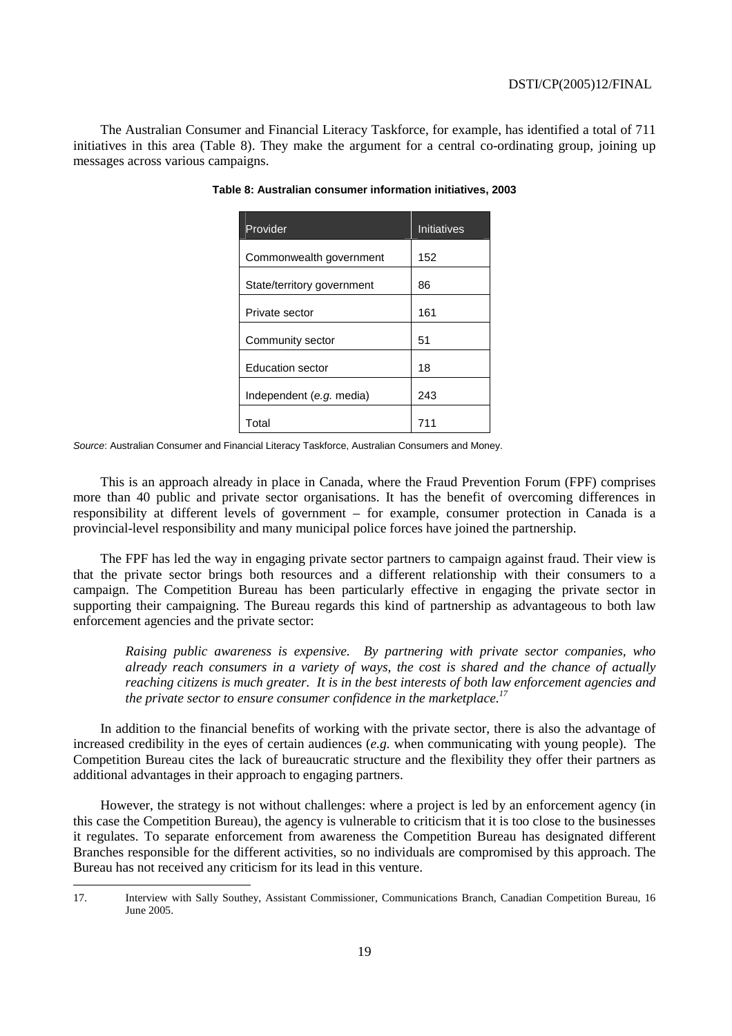The Australian Consumer and Financial Literacy Taskforce, for example, has identified a total of 711 initiatives in this area (Table 8). They make the argument for a central co-ordinating group, joining up messages across various campaigns.

**Table 8: Australian consumer information initiatives, 2003**

| Provider | Initiatives |
|---|---|
| Commonwealth government | 152 |
| State/territory government | 86 |
| Private sector | 161 |
| Community sector | 51 |
| Education sector | 18 |
| Independent (*e.g.* media) | 243 |
| Total | 711 |

*Source*: Australian Consumer and Financial Literacy Taskforce, Australian Consumers and Money.

This is an approach already in place in Canada, where the Fraud Prevention Forum (FPF) comprises more than 40 public and private sector organisations. It has the benefit of overcoming differences in responsibility at different levels of government – for example, consumer protection in Canada is a provincial-level responsibility and many municipal police forces have joined the partnership.

The FPF has led the way in engaging private sector partners to campaign against fraud. Their view is that the private sector brings both resources and a different relationship with their consumers to a campaign. The Competition Bureau has been particularly effective in engaging the private sector in supporting their campaigning. The Bureau regards this kind of partnership as advantageous to both law enforcement agencies and the private sector:

> *Raising public awareness is expensive. By partnering with private sector companies, who already reach consumers in a variety of ways, the cost is shared and the chance of actually reaching citizens is much greater. It is in the best interests of both law enforcement agencies and the private sector to ensure consumer confidence in the marketplace.*[17]

In addition to the financial benefits of working with the private sector, there is also the advantage of increased credibility in the eyes of certain audiences (*e.g.* when communicating with young people). The Competition Bureau cites the lack of bureaucratic structure and the flexibility they offer their partners as additional advantages in their approach to engaging partners.

However, the strategy is not without challenges: where a project is led by an enforcement agency (in this case the Competition Bureau), the agency is vulnerable to criticism that it is too close to the businesses it regulates. To separate enforcement from awareness the Competition Bureau has designated different Branches responsible for the different activities, so no individuals are compromised by this approach. The Bureau has not received any criticism for its lead in this venture.

---

17. Interview with Sally Southey, Assistant Commissioner, Communications Branch, Canadian Competition Bureau, 16 June 2005.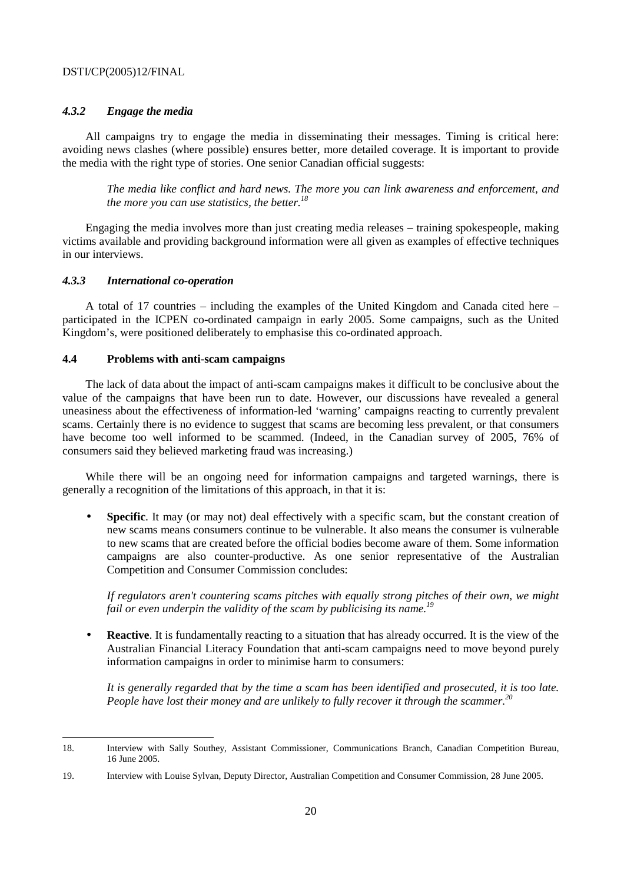#### *4.3.2 Engage the media*

All campaigns try to engage the media in disseminating their messages. Timing is critical here: avoiding news clashes (where possible) ensures better, more detailed coverage. It is important to provide the media with the right type of stories. One senior Canadian official suggests:

> *The media like conflict and hard news. The more you can link awareness and enforcement, and the more you can use statistics, the better.*[18]

Engaging the media involves more than just creating media releases – training spokespeople, making victims available and providing background information were all given as examples of effective techniques in our interviews.

#### *4.3.3 International co-operation*

A total of 17 countries – including the examples of the United Kingdom and Canada cited here – participated in the ICPEN co-ordinated campaign in early 2005. Some campaigns, such as the United Kingdom's, were positioned deliberately to emphasise this co-ordinated approach.

### 4.4 Problems with anti-scam campaigns

The lack of data about the impact of anti-scam campaigns makes it difficult to be conclusive about the value of the campaigns that have been run to date. However, our discussions have revealed a general uneasiness about the effectiveness of information-led 'warning' campaigns reacting to currently prevalent scams. Certainly there is no evidence to suggest that scams are becoming less prevalent, or that consumers have become too well informed to be scammed. (Indeed, in the Canadian survey of 2005, 76% of consumers said they believed marketing fraud was increasing.)

While there will be an ongoing need for information campaigns and targeted warnings, there is generally a recognition of the limitations of this approach, in that it is:

- **Specific**. It may (or may not) deal effectively with a specific scam, but the constant creation of new scams means consumers continue to be vulnerable. It also means the consumer is vulnerable to new scams that are created before the official bodies become aware of them. Some information campaigns are also counter-productive. As one senior representative of the Australian Competition and Consumer Commission concludes:

  *If regulators aren't countering scams pitches with equally strong pitches of their own, we might fail or even underpin the validity of the scam by publicising its name.*[19]

- **Reactive**. It is fundamentally reacting to a situation that has already occurred. It is the view of the Australian Financial Literacy Foundation that anti-scam campaigns need to move beyond purely information campaigns in order to minimise harm to consumers:

  *It is generally regarded that by the time a scam has been identified and prosecuted, it is too late. People have lost their money and are unlikely to fully recover it through the scammer.*[20]

---

18. Interview with Sally Southey, Assistant Commissioner, Communications Branch, Canadian Competition Bureau, 16 June 2005.

19. Interview with Louise Sylvan, Deputy Director, Australian Competition and Consumer Commission, 28 June 2005.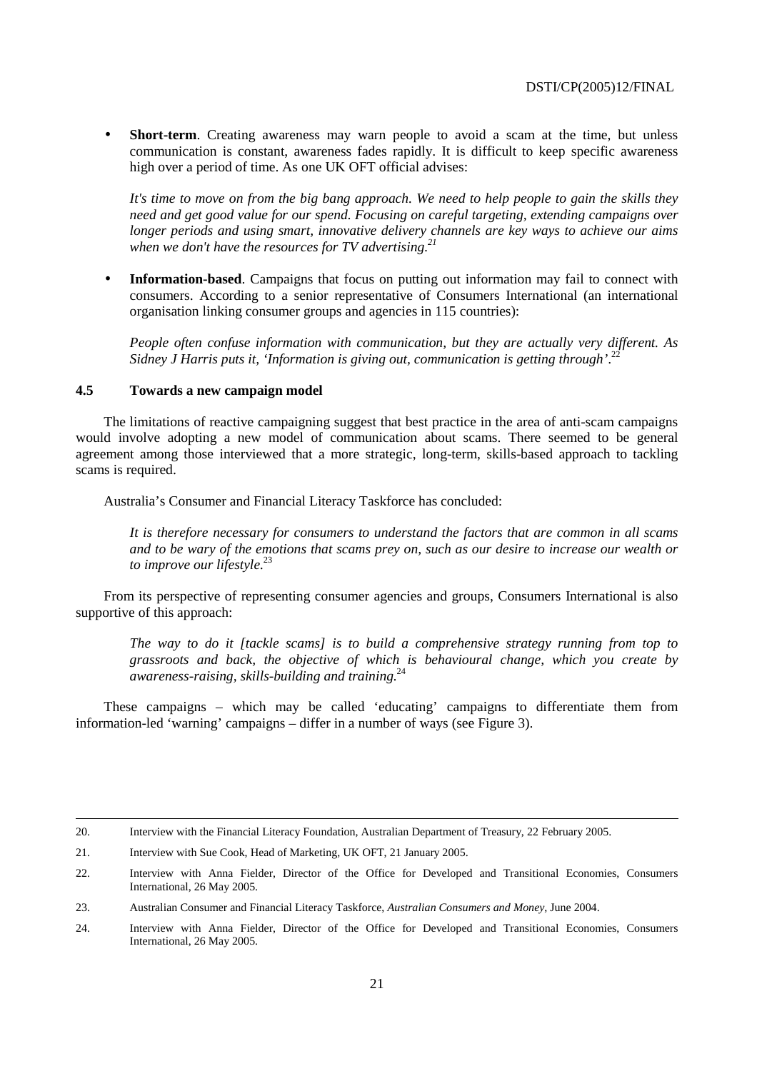- **Short-term**. Creating awareness may warn people to avoid a scam at the time, but unless communication is constant, awareness fades rapidly. It is difficult to keep specific awareness high over a period of time. As one UK OFT official advises:

  *It's time to move on from the big bang approach. We need to help people to gain the skills they need and get good value for our spend. Focusing on careful targeting, extending campaigns over longer periods and using smart, innovative delivery channels are key ways to achieve our aims when we don't have the resources for TV advertising.*[21]

- **Information-based**. Campaigns that focus on putting out information may fail to connect with consumers. According to a senior representative of Consumers International (an international organisation linking consumer groups and agencies in 115 countries):

  *People often confuse information with communication, but they are actually very different. As Sidney J Harris puts it, 'Information is giving out, communication is getting through'.*[22]

### 4.5 Towards a new campaign model

The limitations of reactive campaigning suggest that best practice in the area of anti-scam campaigns would involve adopting a new model of communication about scams. There seemed to be general agreement among those interviewed that a more strategic, long-term, skills-based approach to tackling scams is required.

Australia's Consumer and Financial Literacy Taskforce has concluded:

> *It is therefore necessary for consumers to understand the factors that are common in all scams and to be wary of the emotions that scams prey on, such as our desire to increase our wealth or to improve our lifestyle.*[23]

From its perspective of representing consumer agencies and groups, Consumers International is also supportive of this approach:

> *The way to do it [tackle scams] is to build a comprehensive strategy running from top to grassroots and back, the objective of which is behavioural change, which you create by awareness-raising, skills-building and training.*[24]

These campaigns – which may be called 'educating' campaigns to differentiate them from information-led 'warning' campaigns – differ in a number of ways (see Figure 3).

---

20. Interview with the Financial Literacy Foundation, Australian Department of Treasury, 22 February 2005.

21. Interview with Sue Cook, Head of Marketing, UK OFT, 21 January 2005.

22. Interview with Anna Fielder, Director of the Office for Developed and Transitional Economies, Consumers International, 26 May 2005.

23. Australian Consumer and Financial Literacy Taskforce, *Australian Consumers and Money*, June 2004.

24. Interview with Anna Fielder, Director of the Office for Developed and Transitional Economies, Consumers International, 26 May 2005.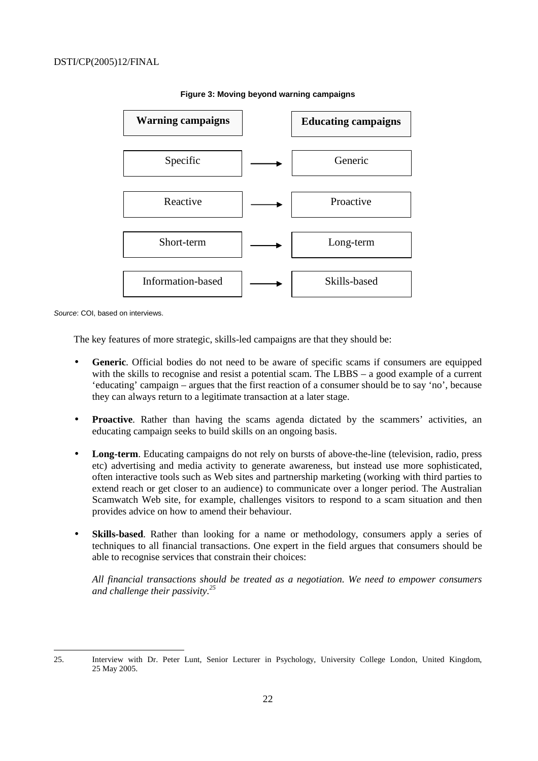**Figure 3: Moving beyond warning campaigns**

| Warning campaigns | | Educating campaigns |
|---|---|---|
| Specific | → | Generic |
| Reactive | → | Proactive |
| Short-term | → | Long-term |
| Information-based | → | Skills-based |

*Source*: COI, based on interviews.

The key features of more strategic, skills-led campaigns are that they should be:

- **Generic**. Official bodies do not need to be aware of specific scams if consumers are equipped with the skills to recognise and resist a potential scam. The LBBS – a good example of a current 'educating' campaign – argues that the first reaction of a consumer should be to say 'no', because they can always return to a legitimate transaction at a later stage.

- **Proactive**. Rather than having the scams agenda dictated by the scammers' activities, an educating campaign seeks to build skills on an ongoing basis.

- **Long-term**. Educating campaigns do not rely on bursts of above-the-line (television, radio, press etc) advertising and media activity to generate awareness, but instead use more sophisticated, often interactive tools such as Web sites and partnership marketing (working with third parties to extend reach or get closer to an audience) to communicate over a longer period. The Australian Scamwatch Web site, for example, challenges visitors to respond to a scam situation and then provides advice on how to amend their behaviour.

- **Skills-based**. Rather than looking for a name or methodology, consumers apply a series of techniques to all financial transactions. One expert in the field argues that consumers should be able to recognise services that constrain their choices:

  *All financial transactions should be treated as a negotiation. We need to empower consumers and challenge their passivity.*[25]

---

25. Interview with Dr. Peter Lunt, Senior Lecturer in Psychology, University College London, United Kingdom, 25 May 2005.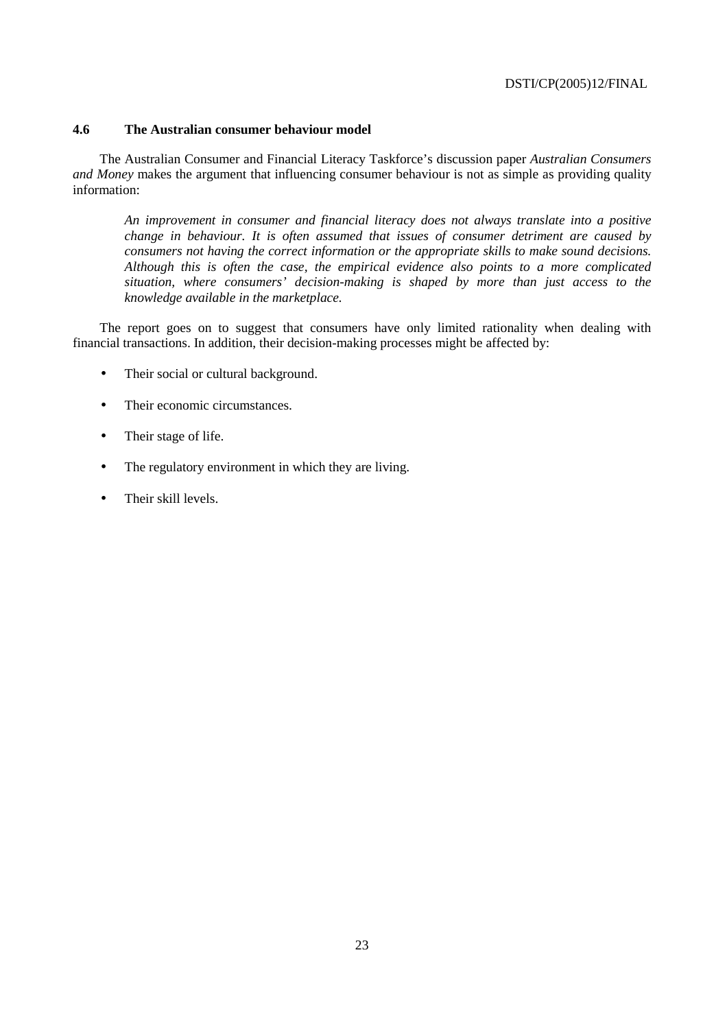### 4.6 The Australian consumer behaviour model

The Australian Consumer and Financial Literacy Taskforce's discussion paper *Australian Consumers and Money* makes the argument that influencing consumer behaviour is not as simple as providing quality information:

> *An improvement in consumer and financial literacy does not always translate into a positive change in behaviour. It is often assumed that issues of consumer detriment are caused by consumers not having the correct information or the appropriate skills to make sound decisions. Although this is often the case, the empirical evidence also points to a more complicated situation, where consumers' decision-making is shaped by more than just access to the knowledge available in the marketplace.*

The report goes on to suggest that consumers have only limited rationality when dealing with financial transactions. In addition, their decision-making processes might be affected by:

- Their social or cultural background.
- Their economic circumstances.
- Their stage of life.
- The regulatory environment in which they are living.
- Their skill levels.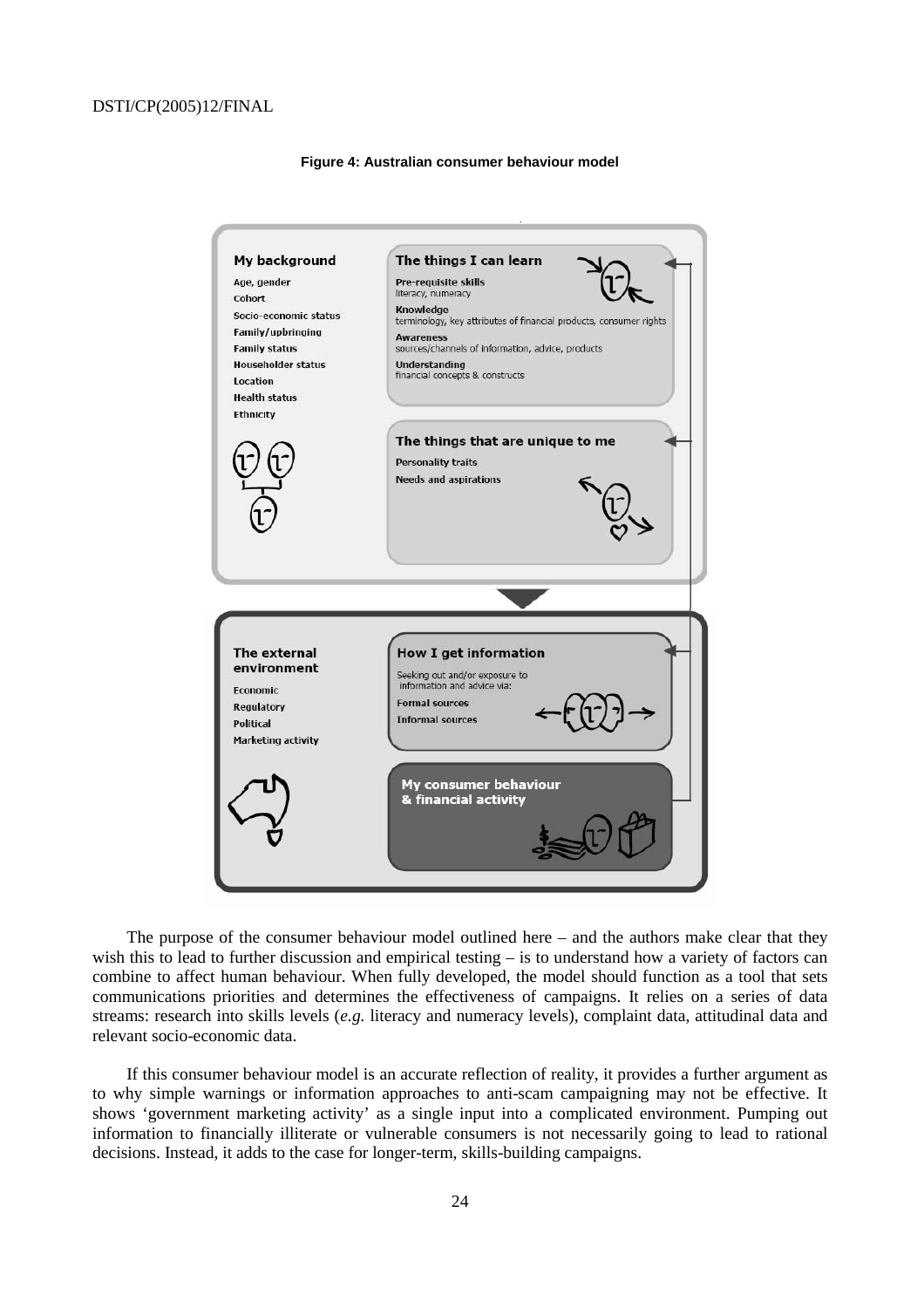**Figure 4: Australian consumer behaviour model**

**My background**

- Age, gender
- Cohort
- Socio-economic status
- Family/upbringing
- Family status
- Householder status
- Location
- Health status
- Ethnicity

**The things I can learn**

- **Pre-requisite skills**: literacy, numeracy
- **Knowledge**: terminology, key attributes of financial products, consumer rights
- **Awareness**: sources/channels of information, advice, products
- **Understanding**: financial concepts & constructs

**The things that are unique to me**

- Personality traits
- Needs and aspirations

**The external environment**

- Economic
- Regulatory
- Political
- Marketing activity

**How I get information**

Seeking out and/or exposure to information and advice via:

- Formal sources
- Informal sources

**My consumer behaviour & financial activity**

The purpose of the consumer behaviour model outlined here – and the authors make clear that they wish this to lead to further discussion and empirical testing – is to understand how a variety of factors can combine to affect human behaviour. When fully developed, the model should function as a tool that sets communications priorities and determines the effectiveness of campaigns. It relies on a series of data streams: research into skills levels (*e.g.* literacy and numeracy levels), complaint data, attitudinal data and relevant socio-economic data.

If this consumer behaviour model is an accurate reflection of reality, it provides a further argument as to why simple warnings or information approaches to anti-scam campaigning may not be effective. It shows 'government marketing activity' as a single input into a complicated environment. Pumping out information to financially illiterate or vulnerable consumers is not necessarily going to lead to rational decisions. Instead, it adds to the case for longer-term, skills-building campaigns.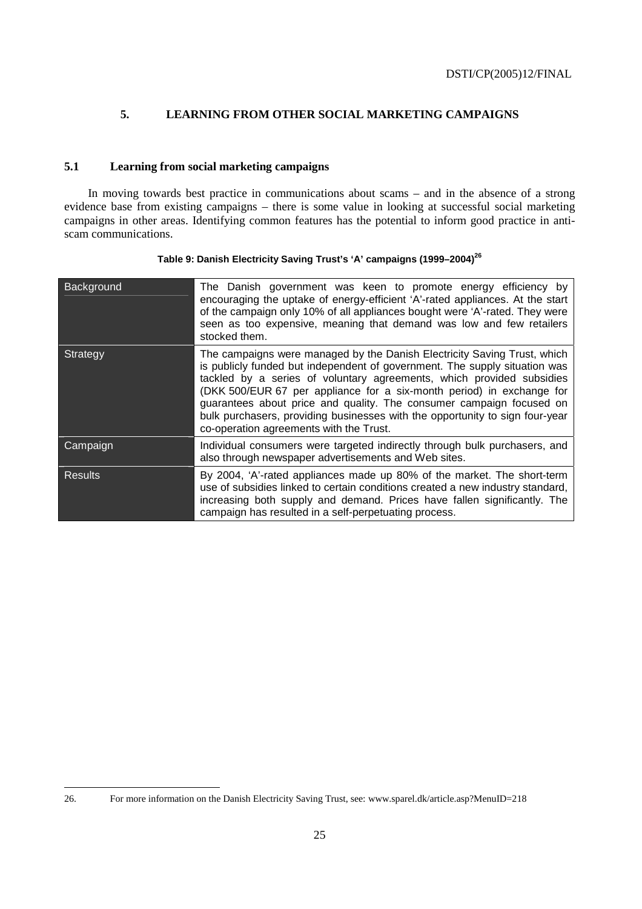## 5. LEARNING FROM OTHER SOCIAL MARKETING CAMPAIGNS

### 5.1 Learning from social marketing campaigns

In moving towards best practice in communications about scams – and in the absence of a strong evidence base from existing campaigns – there is some value in looking at successful social marketing campaigns in other areas. Identifying common features has the potential to inform good practice in anti-scam communications.

**Table 9: Danish Electricity Saving Trust's 'A' campaigns (1999–2004)[26]**

| | |
|---|---|
| Background | The Danish government was keen to promote energy efficiency by encouraging the uptake of energy-efficient 'A'-rated appliances. At the start of the campaign only 10% of all appliances bought were 'A'-rated. They were seen as too expensive, meaning that demand was low and few retailers stocked them. |
| Strategy | The campaigns were managed by the Danish Electricity Saving Trust, which is publicly funded but independent of government. The supply situation was tackled by a series of voluntary agreements, which provided subsidies (DKK 500/EUR 67 per appliance for a six-month period) in exchange for guarantees about price and quality. The consumer campaign focused on bulk purchasers, providing businesses with the opportunity to sign four-year co-operation agreements with the Trust. |
| Campaign | Individual consumers were targeted indirectly through bulk purchasers, and also through newspaper advertisements and Web sites. |
| Results | By 2004, 'A'-rated appliances made up 80% of the market. The short-term use of subsidies linked to certain conditions created a new industry standard, increasing both supply and demand. Prices have fallen significantly. The campaign has resulted in a self-perpetuating process. |

26. For more information on the Danish Electricity Saving Trust, see: www.sparel.dk/article.asp?MenuID=218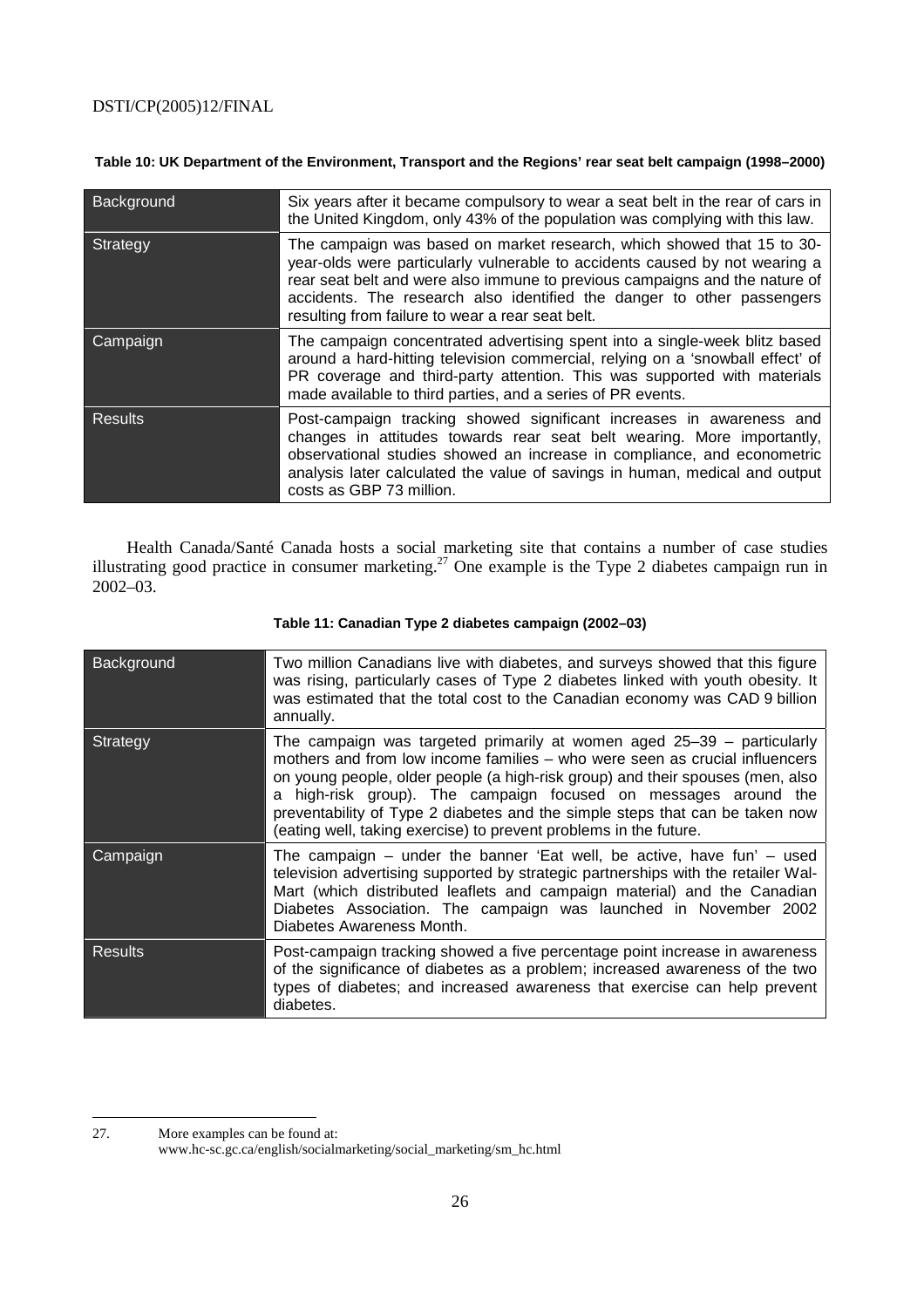**Table 10: UK Department of the Environment, Transport and the Regions' rear seat belt campaign (1998–2000)**

| | |
|---|---|
| Background | Six years after it became compulsory to wear a seat belt in the rear of cars in the United Kingdom, only 43% of the population was complying with this law. |
| Strategy | The campaign was based on market research, which showed that 15 to 30-year-olds were particularly vulnerable to accidents caused by not wearing a rear seat belt and were also immune to previous campaigns and the nature of accidents. The research also identified the danger to other passengers resulting from failure to wear a rear seat belt. |
| Campaign | The campaign concentrated advertising spent into a single-week blitz based around a hard-hitting television commercial, relying on a 'snowball effect' of PR coverage and third-party attention. This was supported with materials made available to third parties, and a series of PR events. |
| Results | Post-campaign tracking showed significant increases in awareness and changes in attitudes towards rear seat belt wearing. More importantly, observational studies showed an increase in compliance, and econometric analysis later calculated the value of savings in human, medical and output costs as GBP 73 million. |

Health Canada/Santé Canada hosts a social marketing site that contains a number of case studies illustrating good practice in consumer marketing.[27] One example is the Type 2 diabetes campaign run in 2002–03.

**Table 11: Canadian Type 2 diabetes campaign (2002–03)**

| | |
|---|---|
| Background | Two million Canadians live with diabetes, and surveys showed that this figure was rising, particularly cases of Type 2 diabetes linked with youth obesity. It was estimated that the total cost to the Canadian economy was CAD 9 billion annually. |
| Strategy | The campaign was targeted primarily at women aged 25–39 – particularly mothers and from low income families – who were seen as crucial influencers on young people, older people (a high-risk group) and their spouses (men, also a high-risk group). The campaign focused on messages around the preventability of Type 2 diabetes and the simple steps that can be taken now (eating well, taking exercise) to prevent problems in the future. |
| Campaign | The campaign – under the banner 'Eat well, be active, have fun' – used television advertising supported by strategic partnerships with the retailer Wal-Mart (which distributed leaflets and campaign material) and the Canadian Diabetes Association. The campaign was launched in November 2002 Diabetes Awareness Month. |
| Results | Post-campaign tracking showed a five percentage point increase in awareness of the significance of diabetes as a problem; increased awareness of the two types of diabetes; and increased awareness that exercise can help prevent diabetes. |

27. More examples can be found at: www.hc-sc.gc.ca/english/socialmarketing/social_marketing/sm_hc.html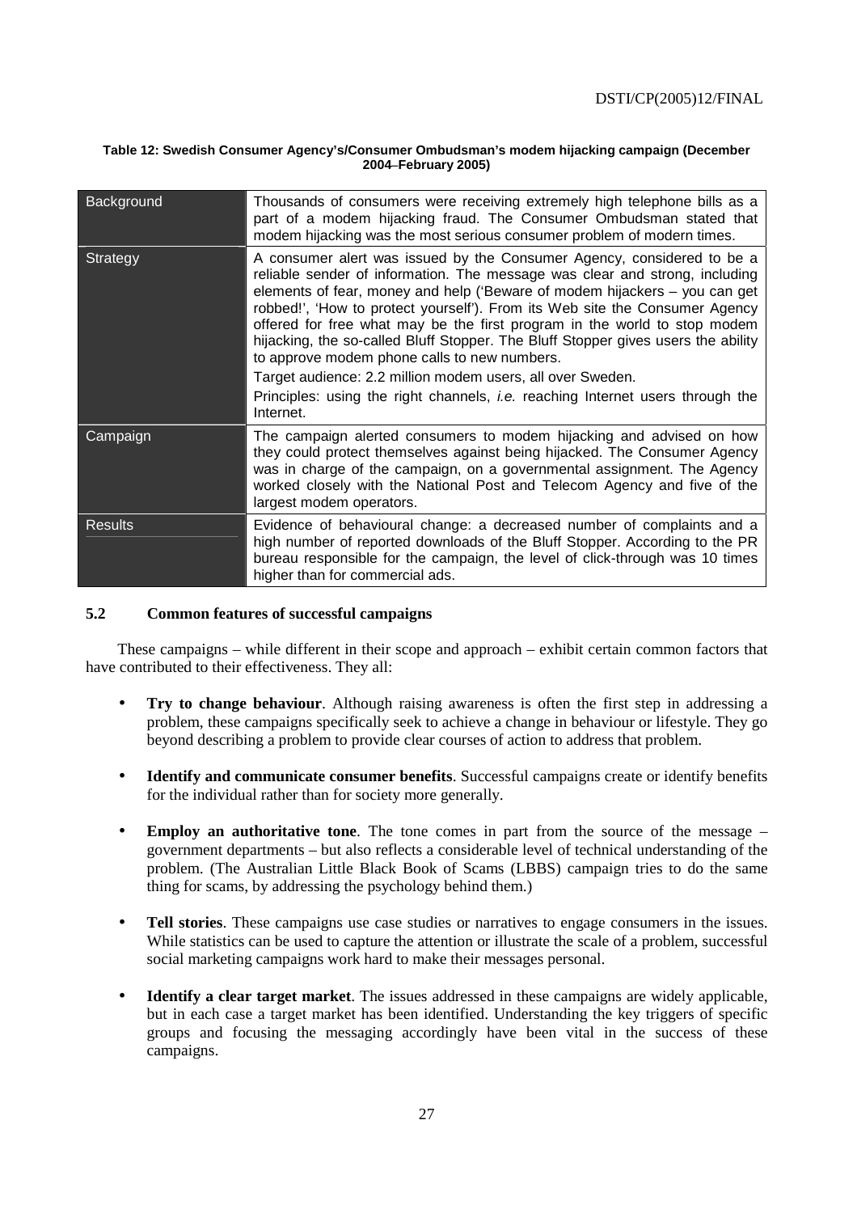**Table 12: Swedish Consumer Agency's/Consumer Ombudsman's modem hijacking campaign (December 2004–February 2005)**

| | |
|---|---|
| Background | Thousands of consumers were receiving extremely high telephone bills as a part of a modem hijacking fraud. The Consumer Ombudsman stated that modem hijacking was the most serious consumer problem of modern times. |
| Strategy | A consumer alert was issued by the Consumer Agency, considered to be a reliable sender of information. The message was clear and strong, including elements of fear, money and help ('Beware of modem hijackers – you can get robbed!', 'How to protect yourself'). From its Web site the Consumer Agency offered for free what may be the first program in the world to stop modem hijacking, the so-called Bluff Stopper. The Bluff Stopper gives users the ability to approve modem phone calls to new numbers.<br>Target audience: 2.2 million modem users, all over Sweden.<br>Principles: using the right channels, *i.e.* reaching Internet users through the Internet. |
| Campaign | The campaign alerted consumers to modem hijacking and advised on how they could protect themselves against being hijacked. The Consumer Agency was in charge of the campaign, on a governmental assignment. The Agency worked closely with the National Post and Telecom Agency and five of the largest modem operators. |
| Results | Evidence of behavioural change: a decreased number of complaints and a high number of reported downloads of the Bluff Stopper. According to the PR bureau responsible for the campaign, the level of click-through was 10 times higher than for commercial ads. |

### 5.2 Common features of successful campaigns

These campaigns – while different in their scope and approach – exhibit certain common factors that have contributed to their effectiveness. They all:

- **Try to change behaviour**. Although raising awareness is often the first step in addressing a problem, these campaigns specifically seek to achieve a change in behaviour or lifestyle. They go beyond describing a problem to provide clear courses of action to address that problem.
- **Identify and communicate consumer benefits**. Successful campaigns create or identify benefits for the individual rather than for society more generally.
- **Employ an authoritative tone**. The tone comes in part from the source of the message – government departments – but also reflects a considerable level of technical understanding of the problem. (The Australian Little Black Book of Scams (LBBS) campaign tries to do the same thing for scams, by addressing the psychology behind them.)
- **Tell stories**. These campaigns use case studies or narratives to engage consumers in the issues. While statistics can be used to capture the attention or illustrate the scale of a problem, successful social marketing campaigns work hard to make their messages personal.
- **Identify a clear target market**. The issues addressed in these campaigns are widely applicable, but in each case a target market has been identified. Understanding the key triggers of specific groups and focusing the messaging accordingly have been vital in the success of these campaigns.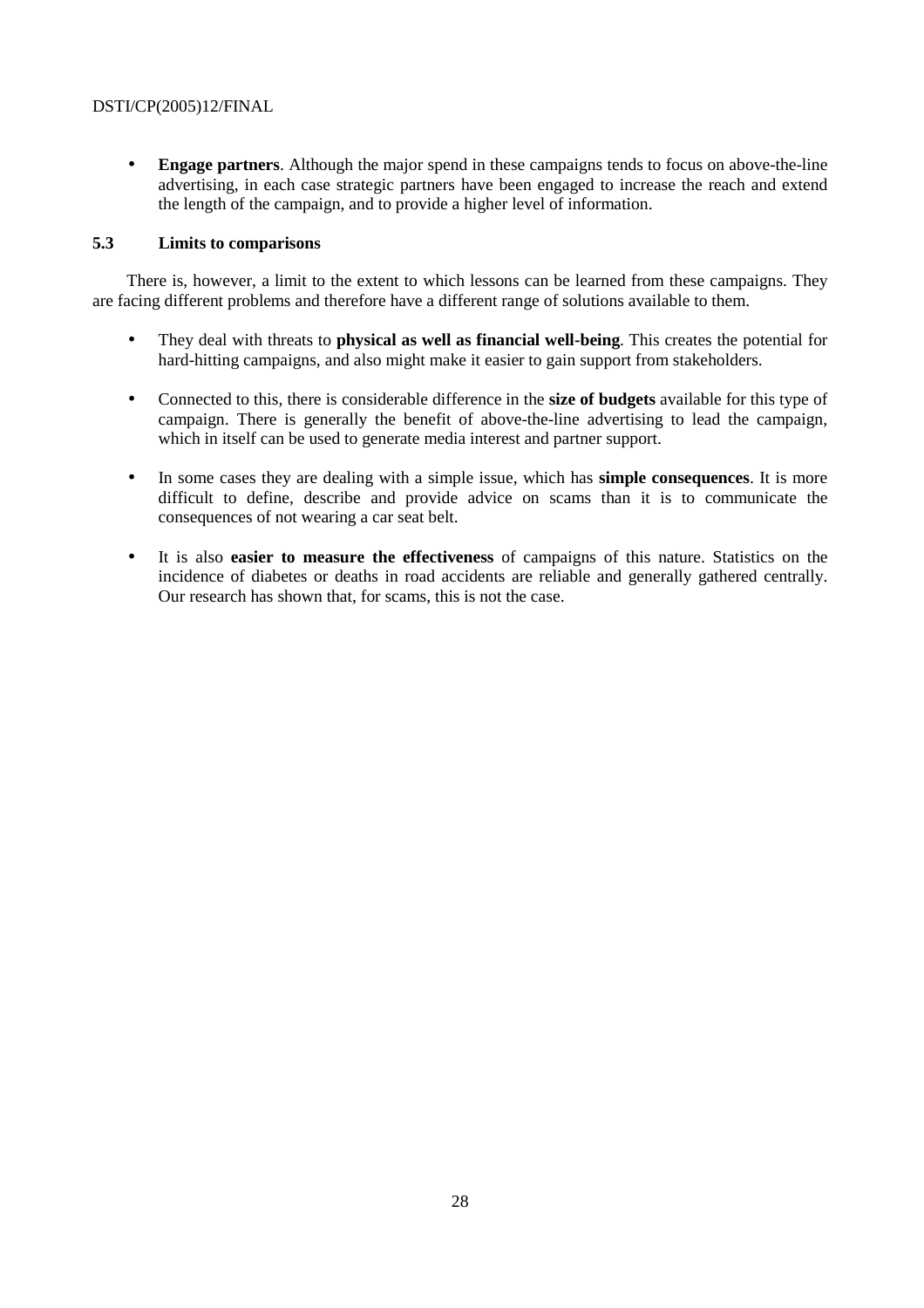- **Engage partners**. Although the major spend in these campaigns tends to focus on above-the-line advertising, in each case strategic partners have been engaged to increase the reach and extend the length of the campaign, and to provide a higher level of information.

### 5.3 Limits to comparisons

There is, however, a limit to the extent to which lessons can be learned from these campaigns. They are facing different problems and therefore have a different range of solutions available to them.

- They deal with threats to **physical as well as financial well-being**. This creates the potential for hard-hitting campaigns, and also might make it easier to gain support from stakeholders.

- Connected to this, there is considerable difference in the **size of budgets** available for this type of campaign. There is generally the benefit of above-the-line advertising to lead the campaign, which in itself can be used to generate media interest and partner support.

- In some cases they are dealing with a simple issue, which has **simple consequences**. It is more difficult to define, describe and provide advice on scams than it is to communicate the consequences of not wearing a car seat belt.

- It is also **easier to measure the effectiveness** of campaigns of this nature. Statistics on the incidence of diabetes or deaths in road accidents are reliable and generally gathered centrally. Our research has shown that, for scams, this is not the case.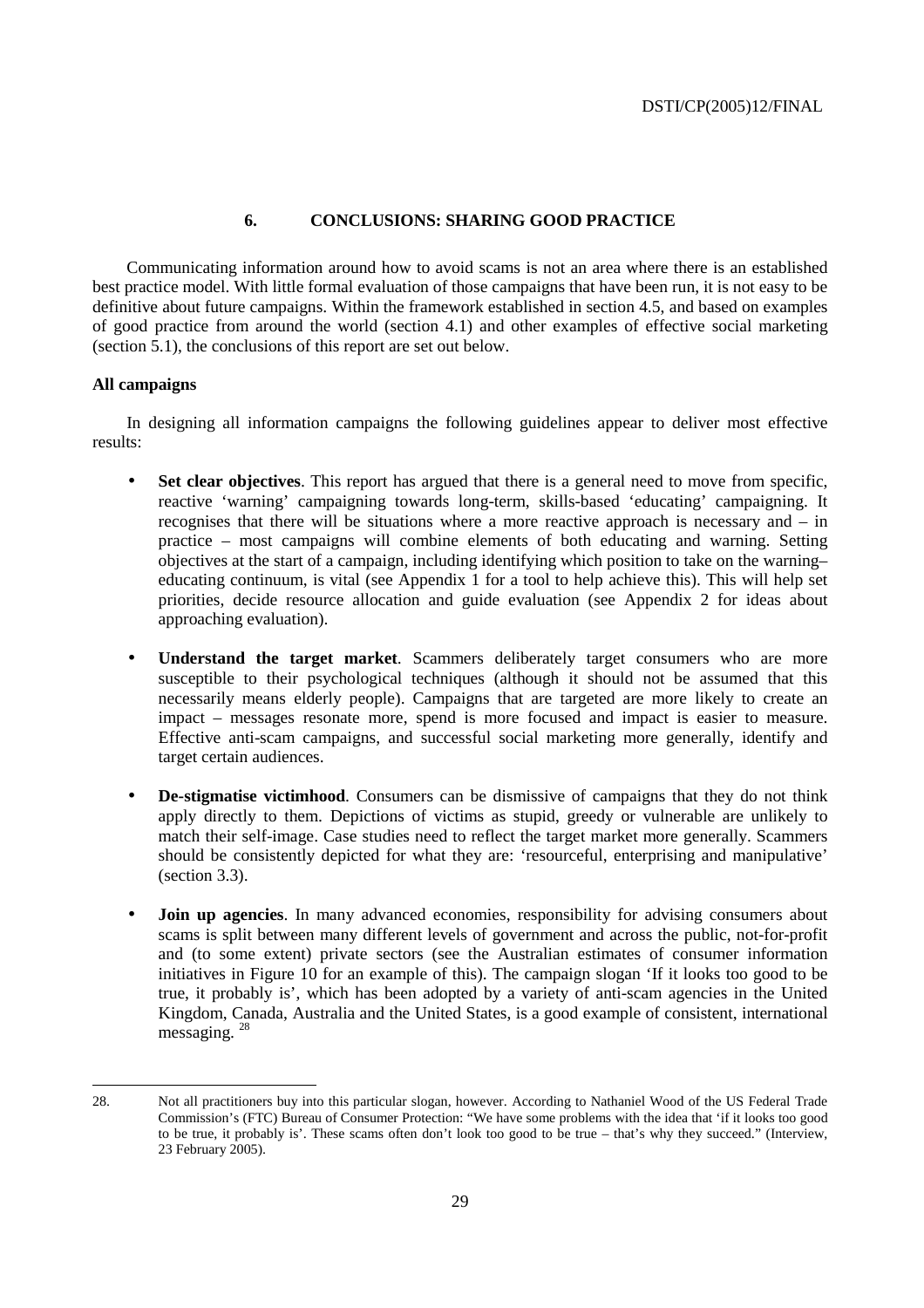## 6. CONCLUSIONS: SHARING GOOD PRACTICE

Communicating information around how to avoid scams is not an area where there is an established best practice model. With little formal evaluation of those campaigns that have been run, it is not easy to be definitive about future campaigns. Within the framework established in section 4.5, and based on examples of good practice from around the world (section 4.1) and other examples of effective social marketing (section 5.1), the conclusions of this report are set out below.

**All campaigns**

In designing all information campaigns the following guidelines appear to deliver most effective results:

- **Set clear objectives**. This report has argued that there is a general need to move from specific, reactive 'warning' campaigning towards long-term, skills-based 'educating' campaigning. It recognises that there will be situations where a more reactive approach is necessary and – in practice – most campaigns will combine elements of both educating and warning. Setting objectives at the start of a campaign, including identifying which position to take on the warning–educating continuum, is vital (see Appendix 1 for a tool to help achieve this). This will help set priorities, decide resource allocation and guide evaluation (see Appendix 2 for ideas about approaching evaluation).

- **Understand the target market**. Scammers deliberately target consumers who are more susceptible to their psychological techniques (although it should not be assumed that this necessarily means elderly people). Campaigns that are targeted are more likely to create an impact – messages resonate more, spend is more focused and impact is easier to measure. Effective anti-scam campaigns, and successful social marketing more generally, identify and target certain audiences.

- **De-stigmatise victimhood**. Consumers can be dismissive of campaigns that they do not think apply directly to them. Depictions of victims as stupid, greedy or vulnerable are unlikely to match their self-image. Case studies need to reflect the target market more generally. Scammers should be consistently depicted for what they are: 'resourceful, enterprising and manipulative' (section 3.3).

- **Join up agencies**. In many advanced economies, responsibility for advising consumers about scams is split between many different levels of government and across the public, not-for-profit and (to some extent) private sectors (see the Australian estimates of consumer information initiatives in Figure 10 for an example of this). The campaign slogan 'If it looks too good to be true, it probably is', which has been adopted by a variety of anti-scam agencies in the United Kingdom, Canada, Australia and the United States, is a good example of consistent, international messaging. [28]

---

28. Not all practitioners buy into this particular slogan, however. According to Nathaniel Wood of the US Federal Trade Commission's (FTC) Bureau of Consumer Protection: "We have some problems with the idea that 'if it looks too good to be true, it probably is'. These scams often don't look too good to be true – that's why they succeed." (Interview, 23 February 2005).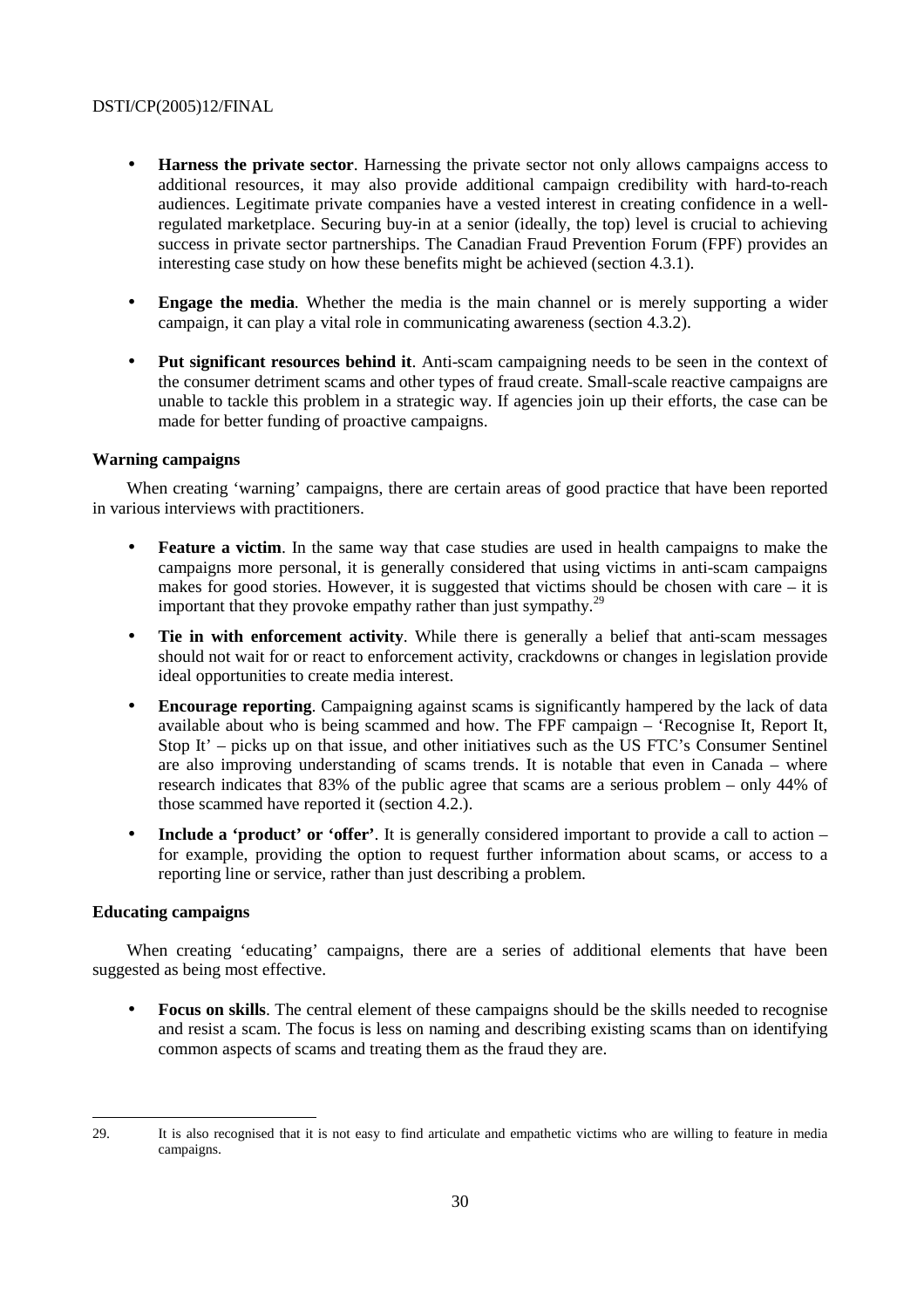- **Harness the private sector**. Harnessing the private sector not only allows campaigns access to additional resources, it may also provide additional campaign credibility with hard-to-reach audiences. Legitimate private companies have a vested interest in creating confidence in a well-regulated marketplace. Securing buy-in at a senior (ideally, the top) level is crucial to achieving success in private sector partnerships. The Canadian Fraud Prevention Forum (FPF) provides an interesting case study on how these benefits might be achieved (section 4.3.1).

- **Engage the media**. Whether the media is the main channel or is merely supporting a wider campaign, it can play a vital role in communicating awareness (section 4.3.2).

- **Put significant resources behind it**. Anti-scam campaigning needs to be seen in the context of the consumer detriment scams and other types of fraud create. Small-scale reactive campaigns are unable to tackle this problem in a strategic way. If agencies join up their efforts, the case can be made for better funding of proactive campaigns.

**Warning campaigns**

When creating 'warning' campaigns, there are certain areas of good practice that have been reported in various interviews with practitioners.

- **Feature a victim**. In the same way that case studies are used in health campaigns to make the campaigns more personal, it is generally considered that using victims in anti-scam campaigns makes for good stories. However, it is suggested that victims should be chosen with care – it is important that they provoke empathy rather than just sympathy.[29]

- **Tie in with enforcement activity**. While there is generally a belief that anti-scam messages should not wait for or react to enforcement activity, crackdowns or changes in legislation provide ideal opportunities to create media interest.

- **Encourage reporting**. Campaigning against scams is significantly hampered by the lack of data available about who is being scammed and how. The FPF campaign – 'Recognise It, Report It, Stop It' – picks up on that issue, and other initiatives such as the US FTC's Consumer Sentinel are also improving understanding of scams trends. It is notable that even in Canada – where research indicates that 83% of the public agree that scams are a serious problem – only 44% of those scammed have reported it (section 4.2.).

- **Include a 'product' or 'offer'**. It is generally considered important to provide a call to action – for example, providing the option to request further information about scams, or access to a reporting line or service, rather than just describing a problem.

**Educating campaigns**

When creating 'educating' campaigns, there are a series of additional elements that have been suggested as being most effective.

- **Focus on skills**. The central element of these campaigns should be the skills needed to recognise and resist a scam. The focus is less on naming and describing existing scams than on identifying common aspects of scams and treating them as the fraud they are.

---

29. It is also recognised that it is not easy to find articulate and empathetic victims who are willing to feature in media campaigns.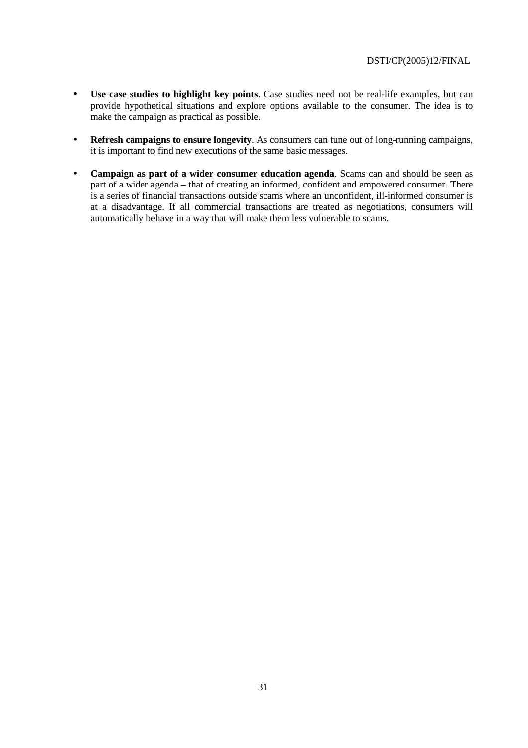- **Use case studies to highlight key points**. Case studies need not be real-life examples, but can provide hypothetical situations and explore options available to the consumer. The idea is to make the campaign as practical as possible.

- **Refresh campaigns to ensure longevity**. As consumers can tune out of long-running campaigns, it is important to find new executions of the same basic messages.

- **Campaign as part of a wider consumer education agenda**. Scams can and should be seen as part of a wider agenda – that of creating an informed, confident and empowered consumer. There is a series of financial transactions outside scams where an unconfident, ill-informed consumer is at a disadvantage. If all commercial transactions are treated as negotiations, consumers will automatically behave in a way that will make them less vulnerable to scams.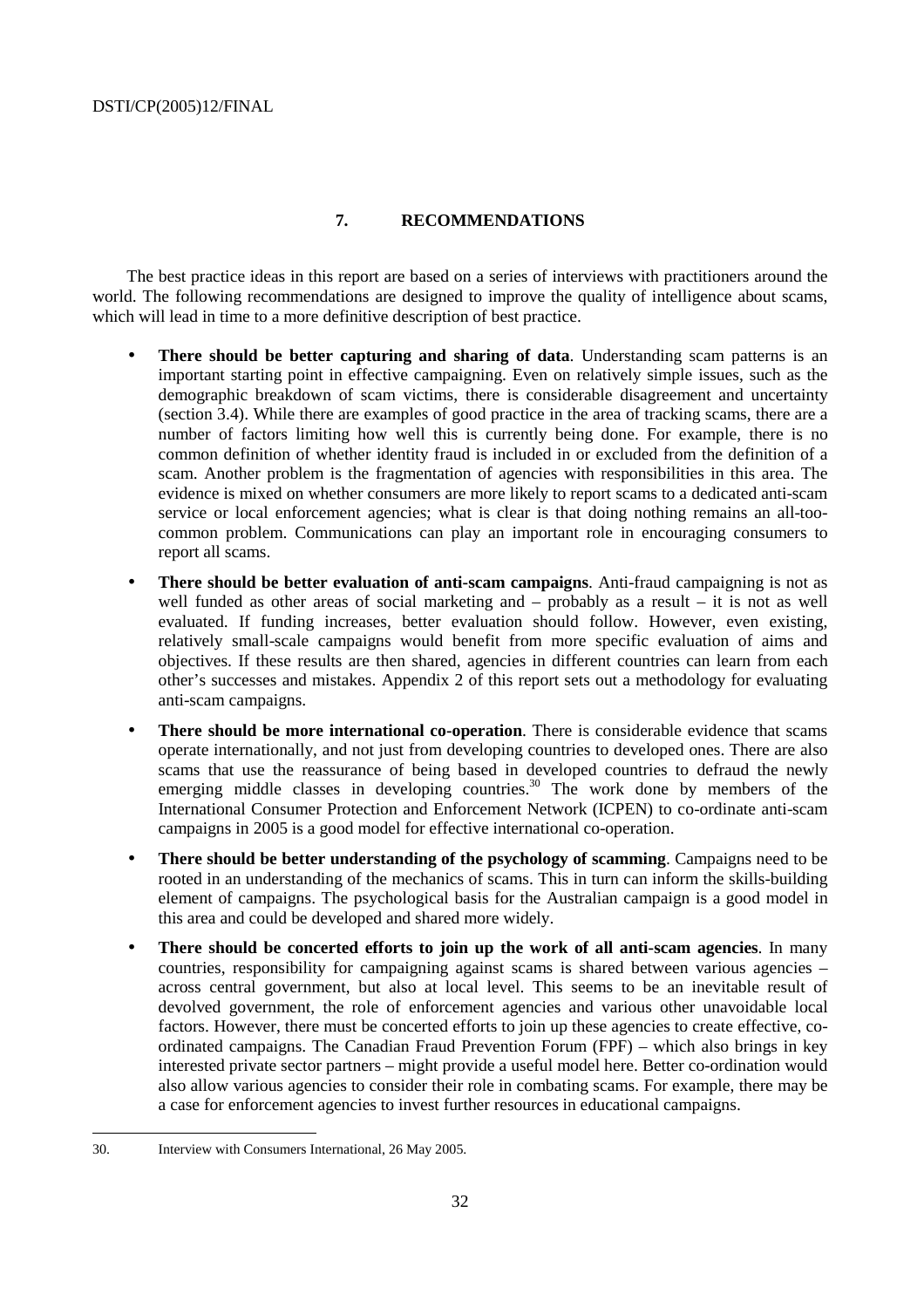## 7. RECOMMENDATIONS

The best practice ideas in this report are based on a series of interviews with practitioners around the world. The following recommendations are designed to improve the quality of intelligence about scams, which will lead in time to a more definitive description of best practice.

- **There should be better capturing and sharing of data**. Understanding scam patterns is an important starting point in effective campaigning. Even on relatively simple issues, such as the demographic breakdown of scam victims, there is considerable disagreement and uncertainty (section 3.4). While there are examples of good practice in the area of tracking scams, there are a number of factors limiting how well this is currently being done. For example, there is no common definition of whether identity fraud is included in or excluded from the definition of a scam. Another problem is the fragmentation of agencies with responsibilities in this area. The evidence is mixed on whether consumers are more likely to report scams to a dedicated anti-scam service or local enforcement agencies; what is clear is that doing nothing remains an all-too-common problem. Communications can play an important role in encouraging consumers to report all scams.

- **There should be better evaluation of anti-scam campaigns**. Anti-fraud campaigning is not as well funded as other areas of social marketing and – probably as a result – it is not as well evaluated. If funding increases, better evaluation should follow. However, even existing, relatively small-scale campaigns would benefit from more specific evaluation of aims and objectives. If these results are then shared, agencies in different countries can learn from each other's successes and mistakes. Appendix 2 of this report sets out a methodology for evaluating anti-scam campaigns.

- **There should be more international co-operation**. There is considerable evidence that scams operate internationally, and not just from developing countries to developed ones. There are also scams that use the reassurance of being based in developed countries to defraud the newly emerging middle classes in developing countries.[30] The work done by members of the International Consumer Protection and Enforcement Network (ICPEN) to co-ordinate anti-scam campaigns in 2005 is a good model for effective international co-operation.

- **There should be better understanding of the psychology of scamming**. Campaigns need to be rooted in an understanding of the mechanics of scams. This in turn can inform the skills-building element of campaigns. The psychological basis for the Australian campaign is a good model in this area and could be developed and shared more widely.

- **There should be concerted efforts to join up the work of all anti-scam agencies**. In many countries, responsibility for campaigning against scams is shared between various agencies – across central government, but also at local level. This seems to be an inevitable result of devolved government, the role of enforcement agencies and various other unavoidable local factors. However, there must be concerted efforts to join up these agencies to create effective, co-ordinated campaigns. The Canadian Fraud Prevention Forum (FPF) – which also brings in key interested private sector partners – might provide a useful model here. Better co-ordination would also allow various agencies to consider their role in combating scams. For example, there may be a case for enforcement agencies to invest further resources in educational campaigns.

---

30. Interview with Consumers International, 26 May 2005.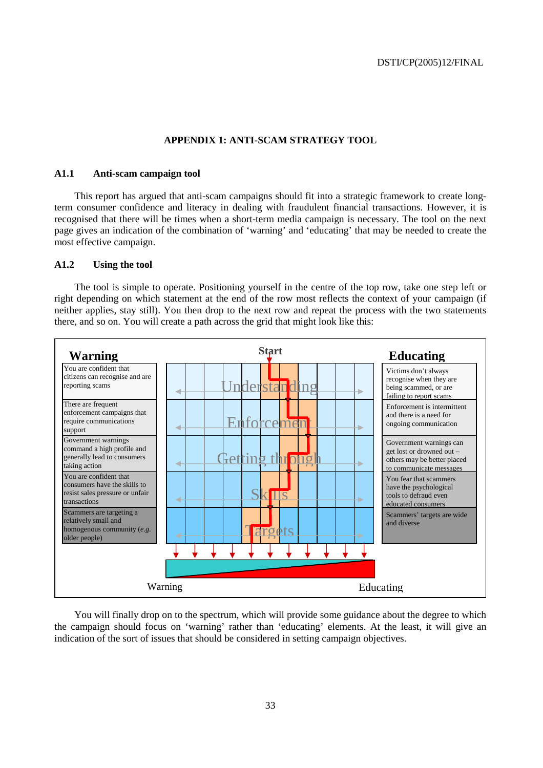# APPENDIX 1: ANTI-SCAM STRATEGY TOOL

## A1.1 Anti-scam campaign tool

This report has argued that anti-scam campaigns should fit into a strategic framework to create long-term consumer confidence and literacy in dealing with fraudulent financial transactions. However, it is recognised that there will be times when a short-term media campaign is necessary. The tool on the next page gives an indication of the combination of 'warning' and 'educating' that may be needed to create the most effective campaign.

## A1.2 Using the tool

The tool is simple to operate. Positioning yourself in the centre of the top row, take one step left or right depending on which statement at the end of the row most reflects the context of your campaign (if neither applies, stay still). You then drop to the next row and repeat the process with the two statements there, and so on. You will create a path across the grid that might look like this:

| Warning | | Educating |
|---|---|---|
| You are confident that citizens can recognise and are reporting scams | Understanding | Victims don't always recognise when they are being scammed, or are failing to report scams |
| There are frequent enforcement campaigns that require communications support | Enforcement | Enforcement is intermittent and there is a need for ongoing communication |
| Government warnings command a high profile and generally lead to consumers taking action | Getting through | Government warnings can get lost or drowned out – others may be better placed to communicate messages |
| You are confident that consumers have the skills to resist sales pressure or unfair transactions | Skills | You fear that scammers have the psychological tools to defraud even educated consumers |
| Scammers are targeting a relatively small and homogenous community (*e.g.* older people) | Targets | Scammers' targets are wide and diverse |

Start

Warning — Educating

You will finally drop on to the spectrum, which will provide some guidance about the degree to which the campaign should focus on 'warning' rather than 'educating' elements. At the least, it will give an indication of the sort of issues that should be considered in setting campaign objectives.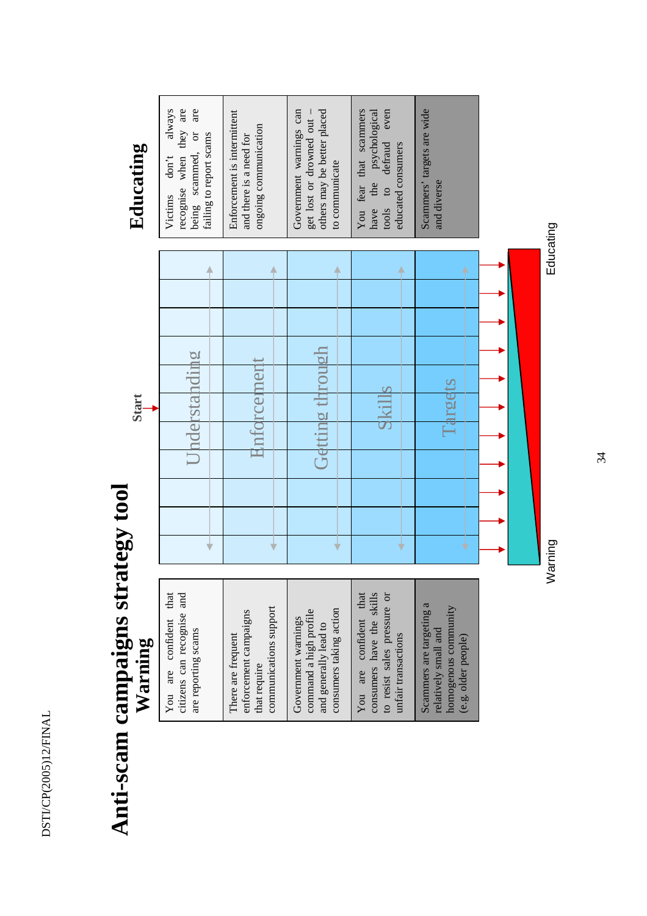# Anti-scam campaigns strategy tool

| Warning | | Educating |
|---|---|---|
| You are confident that citizens can recognise and are reporting scams | Understanding | Victims don't always recognise when they are being scammed, or are failing to report scams |
| There are frequent enforcement campaigns that require communications support | Enforcement | Enforcement is intermittent and there is a need for ongoing communication |
| Government warnings command a high profile and generally lead to consumers taking action | Getting through | Government warnings can get lost or drowned out – others may be better placed to communicate |
| You are confident that consumers have the skills to resist sales pressure or unfair transactions | Skills | You fear that scammers have the psychological tools to defraud even educated consumers |
| Scammers are targeting a relatively small and homogenous community (e.g. older people) | Targets | Scammers' targets are wide and diverse |

Start

Warning ⟷ Educating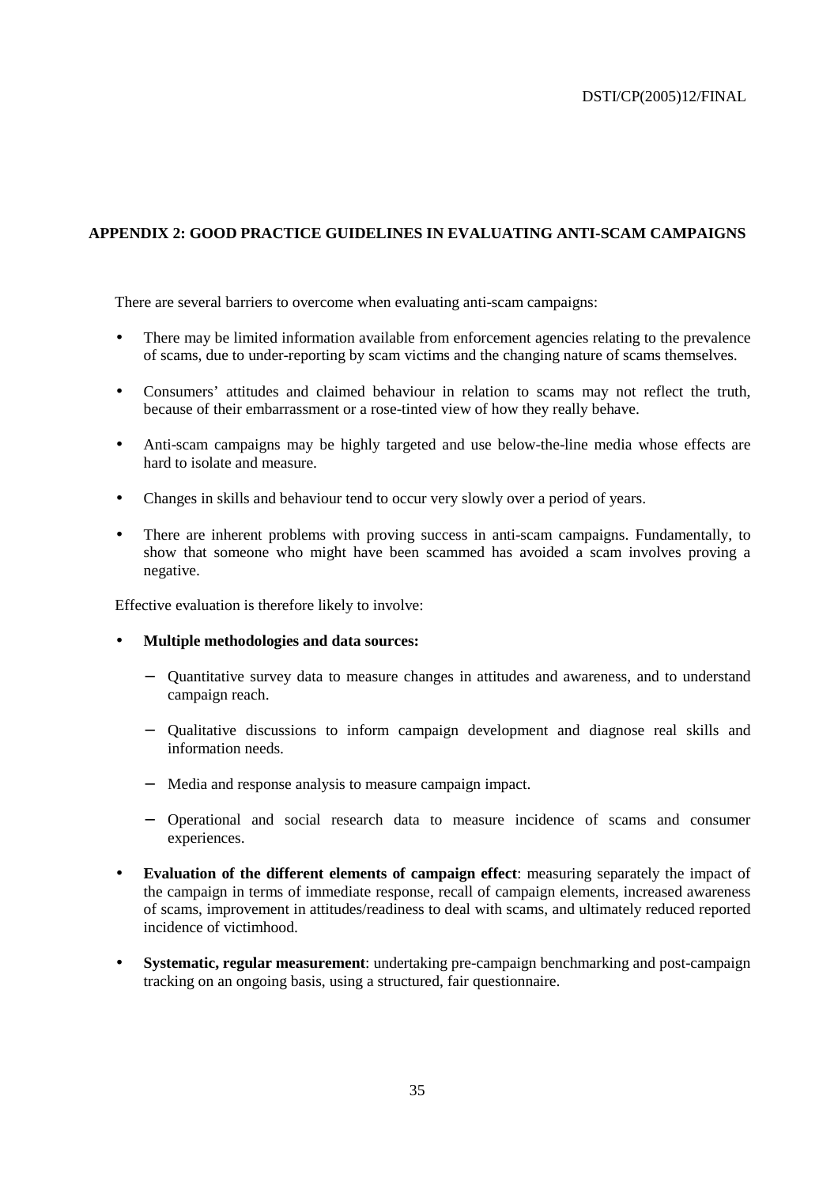## APPENDIX 2: GOOD PRACTICE GUIDELINES IN EVALUATING ANTI-SCAM CAMPAIGNS

There are several barriers to overcome when evaluating anti-scam campaigns:

- There may be limited information available from enforcement agencies relating to the prevalence of scams, due to under-reporting by scam victims and the changing nature of scams themselves.
- Consumers' attitudes and claimed behaviour in relation to scams may not reflect the truth, because of their embarrassment or a rose-tinted view of how they really behave.
- Anti-scam campaigns may be highly targeted and use below-the-line media whose effects are hard to isolate and measure.
- Changes in skills and behaviour tend to occur very slowly over a period of years.
- There are inherent problems with proving success in anti-scam campaigns. Fundamentally, to show that someone who might have been scammed has avoided a scam involves proving a negative.

Effective evaluation is therefore likely to involve:

- **Multiple methodologies and data sources:**
  - Quantitative survey data to measure changes in attitudes and awareness, and to understand campaign reach.
  - Qualitative discussions to inform campaign development and diagnose real skills and information needs.
  - Media and response analysis to measure campaign impact.
  - Operational and social research data to measure incidence of scams and consumer experiences.
- **Evaluation of the different elements of campaign effect**: measuring separately the impact of the campaign in terms of immediate response, recall of campaign elements, increased awareness of scams, improvement in attitudes/readiness to deal with scams, and ultimately reduced reported incidence of victimhood.
- **Systematic, regular measurement**: undertaking pre-campaign benchmarking and post-campaign tracking on an ongoing basis, using a structured, fair questionnaire.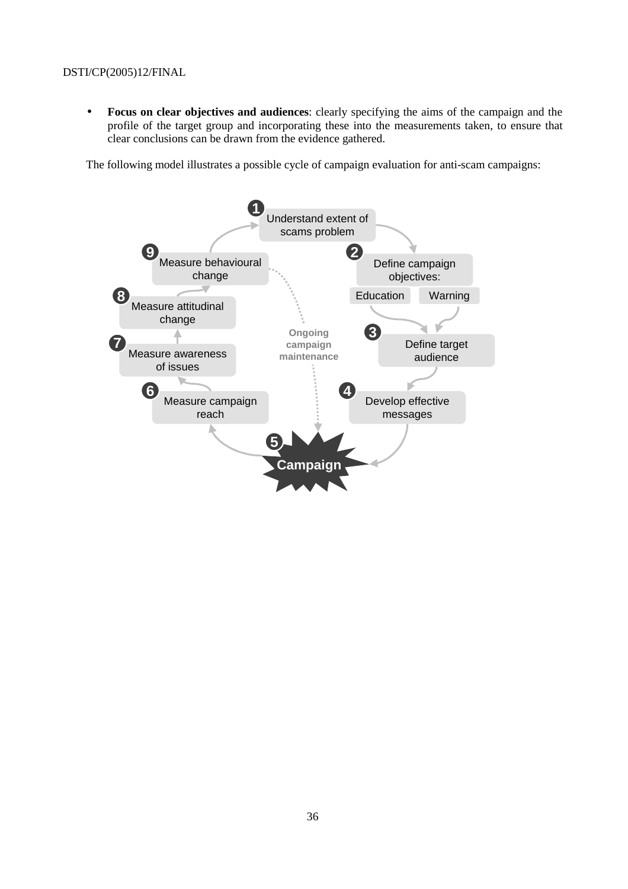- **Focus on clear objectives and audiences**: clearly specifying the aims of the campaign and the profile of the target group and incorporating these into the measurements taken, to ensure that clear conclusions can be drawn from the evidence gathered.

The following model illustrates a possible cycle of campaign evaluation for anti-scam campaigns:

1. Understand extent of scams problem
2. Define campaign objectives: Education, Warning
3. Define target audience
4. Develop effective messages
5. Campaign
6. Measure campaign reach
7. Measure awareness of issues
8. Measure attitudinal change
9. Measure behavioural change

Ongoing campaign maintenance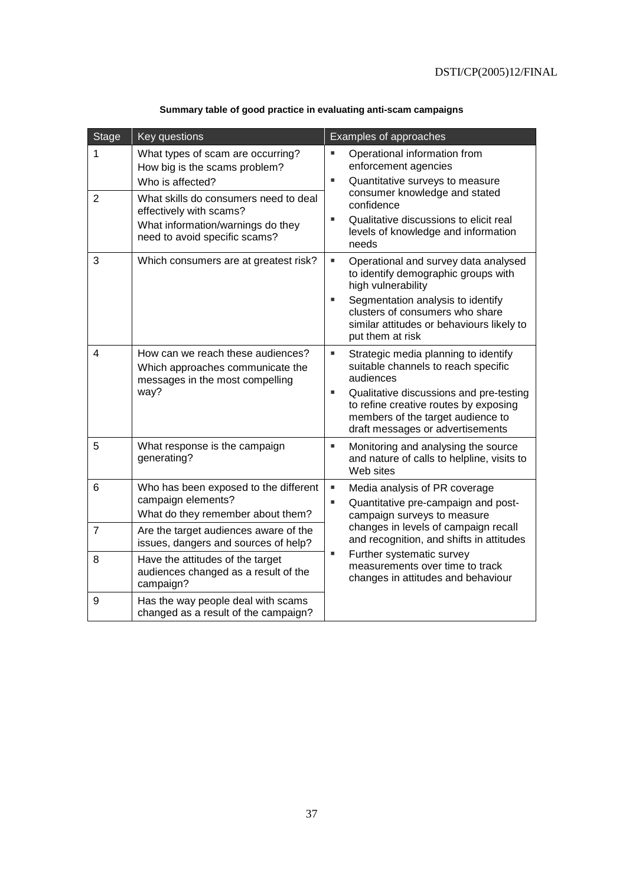**Summary table of good practice in evaluating anti-scam campaigns**

| Stage | Key questions | Examples of approaches |
|---|---|---|
| 1 | What types of scam are occurring?<br>How big is the scams problem?<br>Who is affected? | ▪ Operational information from enforcement agencies<br>▪ Quantitative surveys to measure consumer knowledge and stated confidence<br>▪ Qualitative discussions to elicit real levels of knowledge and information needs |
| 2 | What skills do consumers need to deal effectively with scams?<br>What information/warnings do they need to avoid specific scams? | |
| 3 | Which consumers are at greatest risk? | ▪ Operational and survey data analysed to identify demographic groups with high vulnerability<br>▪ Segmentation analysis to identify clusters of consumers who share similar attitudes or behaviours likely to put them at risk |
| 4 | How can we reach these audiences?<br>Which approaches communicate the messages in the most compelling way? | ▪ Strategic media planning to identify suitable channels to reach specific audiences<br>▪ Qualitative discussions and pre-testing to refine creative routes by exposing members of the target audience to draft messages or advertisements |
| 5 | What response is the campaign generating? | ▪ Monitoring and analysing the source and nature of calls to helpline, visits to Web sites |
| 6 | Who has been exposed to the different campaign elements?<br>What do they remember about them? | ▪ Media analysis of PR coverage<br>▪ Quantitative pre-campaign and post-campaign surveys to measure changes in levels of campaign recall and recognition, and shifts in attitudes<br>▪ Further systematic survey measurements over time to track changes in attitudes and behaviour |
| 7 | Are the target audiences aware of the issues, dangers and sources of help? | |
| 8 | Have the attitudes of the target audiences changed as a result of the campaign? | |
| 9 | Has the way people deal with scams changed as a result of the campaign? | |